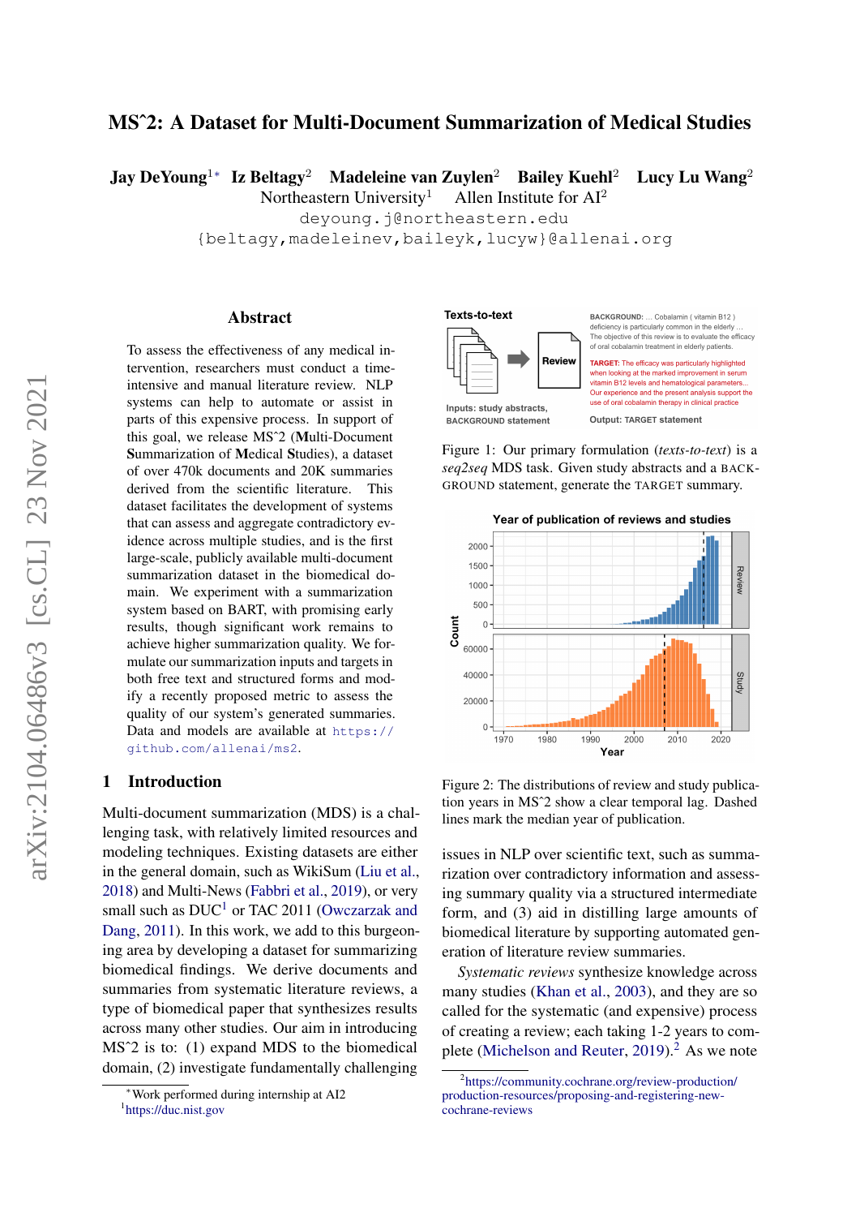# MSˆ2: A Dataset for Multi-Document Summarization of Medical Studies

**Jay DeYoung**[1*] **Iz Beltagy**[2] **Madeleine van Zuylen**[2] **Bailey Kuehl**[2] **Lucy Lu Wang**[2]

Northeastern University[1] Allen Institute for AI[2]

deyoung.j@northeastern.edu

{beltagy,madeleinev,baileyk,lucyw}@allenai.org

## Abstract

To assess the effectiveness of any medical intervention, researchers must conduct a time-intensive and manual literature review. NLP systems can help to automate or assist in parts of this expensive process. In support of this goal, we release MSˆ2 (**M**ulti-Document **S**ummarization of **M**edical **S**tudies), a dataset of over 470k documents and 20K summaries derived from the scientific literature. This dataset facilitates the development of systems that can assess and aggregate contradictory evidence across multiple studies, and is the first large-scale, publicly available multi-document summarization dataset in the biomedical domain. We experiment with a summarization system based on BART, with promising early results, though significant work remains to achieve higher summarization quality. We formulate our summarization inputs and targets in both free text and structured forms and modify a recently proposed metric to assess the quality of our system's generated summaries. Data and models are available at https://github.com/allenai/ms2.

## 1 Introduction

Multi-document summarization (MDS) is a challenging task, with relatively limited resources and modeling techniques. Existing datasets are either in the general domain, such as WikiSum (Liu et al., 2018) and Multi-News (Fabbri et al., 2019), or very small such as DUC[1] or TAC 2011 (Owczarzak and Dang, 2011). In this work, we add to this burgeoning area by developing a dataset for summarizing biomedical findings. We derive documents and summaries from systematic literature reviews, a type of biomedical paper that synthesizes results across many other studies. Our aim in introducing MSˆ2 is to: (1) expand MDS to the biomedical domain, (2) investigate fundamentally challenging issues in NLP over scientific text, such as summarization over contradictory information and assessing summary quality via a structured intermediate form, and (3) aid in distilling large amounts of biomedical literature by supporting automated generation of literature review summaries.

Texts-to-text

Review

Inputs: study abstracts, BACKGROUND statement

BACKGROUND: ... Cobalamin ( vitamin B12 ) deficiency is particularly common in the elderly ... The objective of this review is to evaluate the efficacy of oral cobalamin treatment in elderly patients.

TARGET: The efficacy was particularly highlighted when looking at the marked improvement in serum vitamin B12 levels and hematological parameters... Our experience and the present analysis support the use of oral cobalamin therapy in clinical practice

Output: TARGET statement

Figure 1: Our primary formulation (*texts-to-text*) is a *seq2seq* MDS task. Given study abstracts and a BACKGROUND statement, generate the TARGET summary.

Year of publication of reviews and studies

Count

2000
1500
1000
500
0

Review

60000
40000
20000
0

Study

1970 1980 1990 2000 2010 2020

Year

Figure 2: The distributions of review and study publication years in MSˆ2 show a clear temporal lag. Dashed lines mark the median year of publication.

*Systematic reviews* synthesize knowledge across many studies (Khan et al., 2003), and they are so called for the systematic (and expensive) process of creating a review; each taking 1-2 years to complete (Michelson and Reuter, 2019).[2] As we note

---

*Work performed during internship at AI2

[1] https://duc.nist.gov

[2] https://community.cochrane.org/review-production/production-resources/proposing-and-registering-new-cochrane-reviews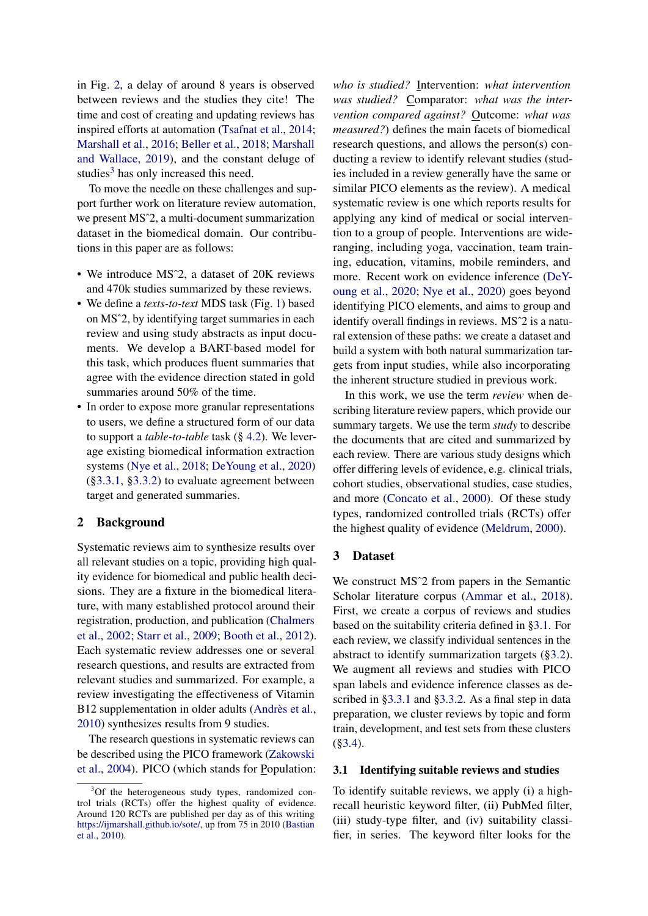in Fig. 2, a delay of around 8 years is observed between reviews and the studies they cite! The time and cost of creating and updating reviews has inspired efforts at automation (Tsafnat et al., 2014; Marshall et al., 2016; Beller et al., 2018; Marshall and Wallace, 2019), and the constant deluge of studies[3] has only increased this need.

To move the needle on these challenges and support further work on literature review automation, we present MSˆ2, a multi-document summarization dataset in the biomedical domain. Our contributions in this paper are as follows:

- We introduce MSˆ2, a dataset of 20K reviews and 470k studies summarized by these reviews.
- We define a *texts-to-text* MDS task (Fig. 1) based on MSˆ2, by identifying target summaries in each review and using study abstracts as input documents. We develop a BART-based model for this task, which produces fluent summaries that agree with the evidence direction stated in gold summaries around 50% of the time.
- In order to expose more granular representations to users, we define a structured form of our data to support a *table-to-table* task (§ 4.2). We leverage existing biomedical information extraction systems (Nye et al., 2018; DeYoung et al., 2020) (§3.3.1, §3.3.2) to evaluate agreement between target and generated summaries.

## 2 Background

Systematic reviews aim to synthesize results over all relevant studies on a topic, providing high quality evidence for biomedical and public health decisions. They are a fixture in the biomedical literature, with many established protocol around their registration, production, and publication (Chalmers et al., 2002; Starr et al., 2009; Booth et al., 2012). Each systematic review addresses one or several research questions, and results are extracted from relevant studies and summarized. For example, a review investigating the effectiveness of Vitamin B12 supplementation in older adults (Andrès et al., 2010) synthesizes results from 9 studies.

The research questions in systematic reviews can be described using the PICO framework (Zakowski et al., 2004). PICO (which stands for Population: *who is studied?* Intervention: *what intervention was studied?* Comparator: *what was the intervention compared against?* Outcome: *what was measured?*) defines the main facets of biomedical research questions, and allows the person(s) conducting a review to identify relevant studies (studies included in a review generally have the same or similar PICO elements as the review). A medical systematic review is one which reports results for applying any kind of medical or social intervention to a group of people. Interventions are wide-ranging, including yoga, vaccination, team training, education, vitamins, mobile reminders, and more. Recent work on evidence inference (DeYoung et al., 2020; Nye et al., 2020) goes beyond identifying PICO elements, and aims to group and identify overall findings in reviews. MSˆ2 is a natural extension of these paths: we create a dataset and build a system with both natural summarization targets from input studies, while also incorporating the inherent structure studied in previous work.

In this work, we use the term *review* when describing literature review papers, which provide our summary targets. We use the term *study* to describe the documents that are cited and summarized by each review. There are various study designs which offer differing levels of evidence, e.g. clinical trials, cohort studies, observational studies, case studies, and more (Concato et al., 2000). Of these study types, randomized controlled trials (RCTs) offer the highest quality of evidence (Meldrum, 2000).

## 3 Dataset

We construct MSˆ2 from papers in the Semantic Scholar literature corpus (Ammar et al., 2018). First, we create a corpus of reviews and studies based on the suitability criteria defined in §3.1. For each review, we classify individual sentences in the abstract to identify summarization targets (§3.2). We augment all reviews and studies with PICO span labels and evidence inference classes as described in §3.3.1 and §3.3.2. As a final step in data preparation, we cluster reviews by topic and form train, development, and test sets from these clusters (§3.4).

### 3.1 Identifying suitable reviews and studies

To identify suitable reviews, we apply (i) a high-recall heuristic keyword filter, (ii) PubMed filter, (iii) study-type filter, and (iv) suitability classifier, in series. The keyword filter looks for the

[3] Of the heterogeneous study types, randomized control trials (RCTs) offer the highest quality of evidence. Around 120 RCTs are published per day as of this writing https://ijmarshall.github.io/sote/, up from 75 in 2010 (Bastian et al., 2010).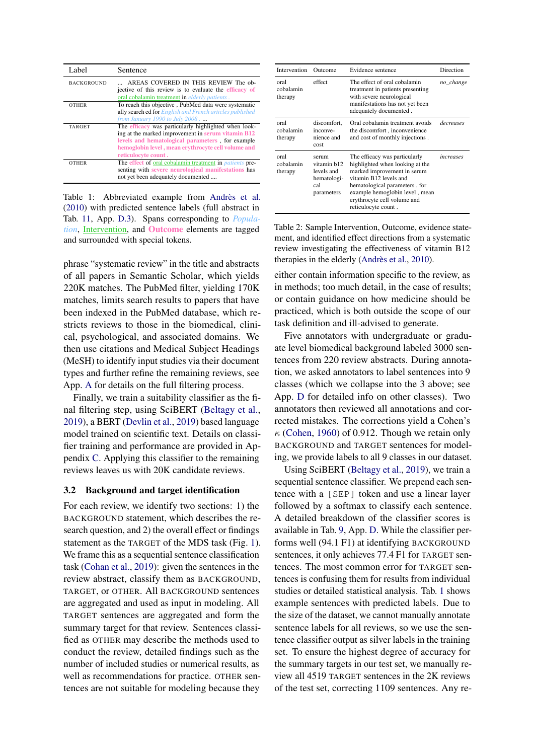| Label | Sentence |
|---|---|
| BACKGROUND | ... AREAS COVERED IN THIS REVIEW The objective of this review is to evaluate the **efficacy of** oral cobalamin treatment in *elderly patients* . |
| OTHER | To reach this objective , PubMed data were systematic ally search ed for *English and French articles published from January 1990 to July 2008* . ... |
| TARGET | The **efficacy** was particularly highlighted when looking at the marked improvement in **serum vitamin B12 levels and hematological parameters** , for example **hemoglobin level , mean erythrocyte cell volume and reticulocyte count .** |
| OTHER | The **effect** of oral cobalamin treatment in *patients* presenting with **severe neurological manifestations** has not yet been adequately documented .... |

Table 1: Abbreviated example from Andrès et al. (2010) with predicted sentence labels (full abstract in Tab. 11, App. D.3). Spans corresponding to *Population*, Intervention, and **Outcome** elements are tagged and surrounded with special tokens.

phrase "systematic review" in the title and abstracts of all papers in Semantic Scholar, which yields 220K matches. The PubMed filter, yielding 170K matches, limits search results to papers that have been indexed in the PubMed database, which restricts reviews to those in the biomedical, clinical, psychological, and associated domains. We then use citations and Medical Subject Headings (MeSH) to identify input studies via their document types and further refine the remaining reviews, see App. A for details on the full filtering process.

Finally, we train a suitability classifier as the final filtering step, using SciBERT (Beltagy et al., 2019), a BERT (Devlin et al., 2019) based language model trained on scientific text. Details on classifier training and performance are provided in Appendix C. Applying this classifier to the remaining reviews leaves us with 20K candidate reviews.

### 3.2 Background and target identification

For each review, we identify two sections: 1) the BACKGROUND statement, which describes the research question, and 2) the overall effect or findings statement as the TARGET of the MDS task (Fig. 1). We frame this as a sequential sentence classification task (Cohan et al., 2019): given the sentences in the review abstract, classify them as BACKGROUND, TARGET, or OTHER. All BACKGROUND sentences are aggregated and used as input in modeling. All TARGET sentences are aggregated and form the summary target for that review. Sentences classified as OTHER may describe the methods used to conduct the review, detailed findings such as the number of included studies or numerical results, as well as recommendations for practice. OTHER sentences are not suitable for modeling because they either contain information specific to the review, as in methods; too much detail, in the case of results; or contain guidance on how medicine should be practiced, which is both outside the scope of our task definition and ill-advised to generate.

| Intervention | Outcome | Evidence sentence | Direction |
|---|---|---|---|
| oral cobalamin therapy | effect | The effect of oral cobalamin treatment in patients presenting with severe neurological manifestations has not yet been adequately documented . | *no_change* |
| oral cobalamin therapy | discomfort, inconvenience and cost | Oral cobalamin treatment avoids the discomfort , inconvenience and cost of monthly injections . | *decreases* |
| oral cobalamin therapy | serum vitamin b12 levels and hematological parameters | The efficacy was particularly highlighted when looking at the marked improvement in serum vitamin B12 levels and hematological parameters , for example hemoglobin level , mean erythrocyte cell volume and reticulocyte count . | *increases* |

Table 2: Sample Intervention, Outcome, evidence statement, and identified effect directions from a systematic review investigating the effectiveness of vitamin B12 therapies in the elderly (Andrès et al., 2010).

Five annotators with undergraduate or graduate level biomedical background labeled 3000 sentences from 220 review abstracts. During annotation, we asked annotators to label sentences into 9 classes (which we collapse into the 3 above; see App. D for detailed info on other classes). Two annotators then reviewed all annotations and corrected mistakes. The corrections yield a Cohen's $\kappa$ (Cohen, 1960) of 0.912. Though we retain only BACKGROUND and TARGET sentences for modeling, we provide labels to all 9 classes in our dataset.

Using SciBERT (Beltagy et al., 2019), we train a sequential sentence classifier. We prepend each sentence with a `[SEP]` token and use a linear layer followed by a softmax to classify each sentence. A detailed breakdown of the classifier scores is available in Tab. 9, App. D. While the classifier performs well (94.1 F1) at identifying BACKGROUND sentences, it only achieves 77.4 F1 for TARGET sentences. The most common error for TARGET sentences is confusing them for results from individual studies or detailed statistical analysis. Tab. 1 shows example sentences with predicted labels. Due to the size of the dataset, we cannot manually annotate sentence labels for all reviews, so we use the sentence classifier output as silver labels in the training set. To ensure the highest degree of accuracy for the summary targets in our test set, we manually review all 4519 TARGET sentences in the 2K reviews of the test set, correcting 1109 sentences. Any re-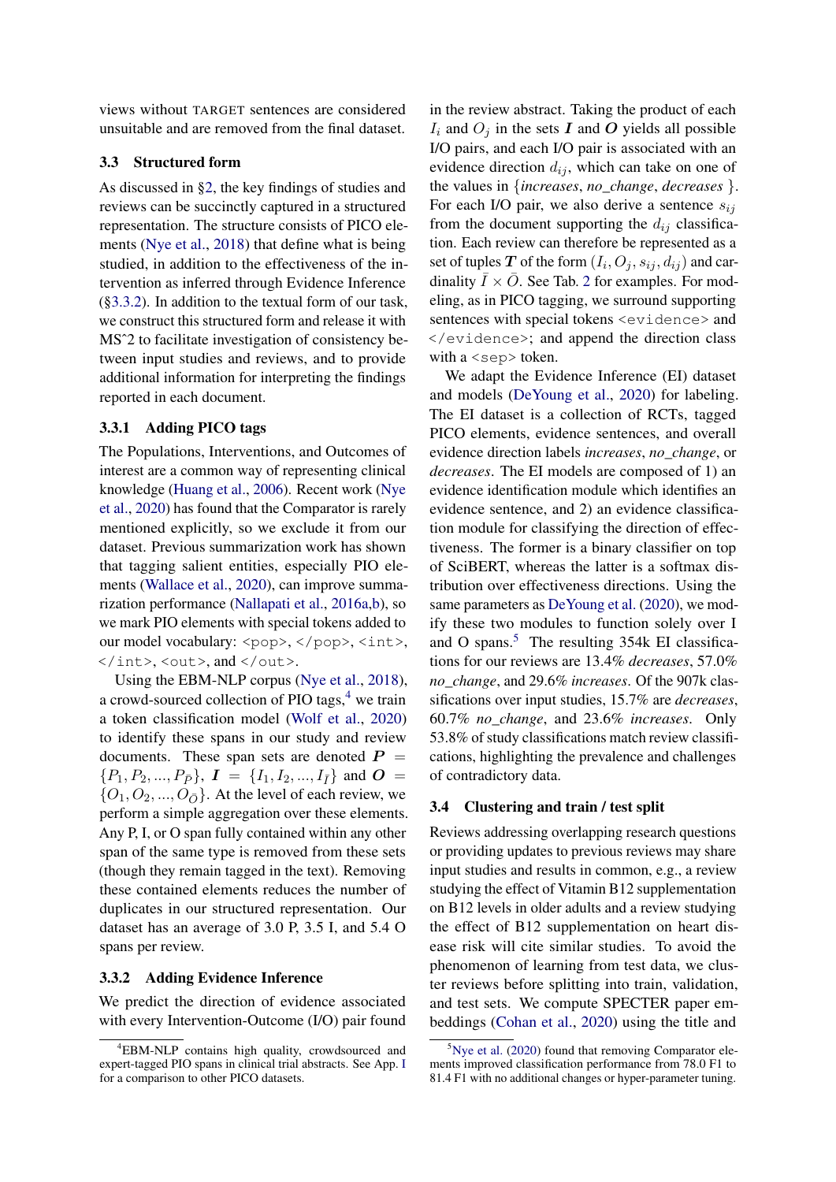views without TARGET sentences are considered unsuitable and are removed from the final dataset.

### 3.3 Structured form

As discussed in §2, the key findings of studies and reviews can be succinctly captured in a structured representation. The structure consists of PICO elements (Nye et al., 2018) that define what is being studied, in addition to the effectiveness of the intervention as inferred through Evidence Inference (§3.3.2). In addition to the textual form of our task, we construct this structured form and release it with MSˆ2 to facilitate investigation of consistency between input studies and reviews, and to provide additional information for interpreting the findings reported in each document.

#### 3.3.1 Adding PICO tags

The Populations, Interventions, and Outcomes of interest are a common way of representing clinical knowledge (Huang et al., 2006). Recent work (Nye et al., 2020) has found that the Comparator is rarely mentioned explicitly, so we exclude it from our dataset. Previous summarization work has shown that tagging salient entities, especially PIO elements (Wallace et al., 2020), can improve summarization performance (Nallapati et al., 2016a,b), so we mark PIO elements with special tokens added to our model vocabulary: `<pop>`, `</pop>`, `<int>`, `</int>`, `<out>`, and `</out>`.

Using the EBM-NLP corpus (Nye et al., 2018), a crowd-sourced collection of PIO tags,[4] we train a token classification model (Wolf et al., 2020) to identify these spans in our study and review documents. These span sets are denoted $\boldsymbol{P} = \{P_1, P_2, ..., P_{\bar{P}}\}$, $\boldsymbol{I} = \{I_1, I_2, ..., I_{\bar{I}}\}$ and $\boldsymbol{O} = \{O_1, O_2, ..., O_{\bar{O}}\}$. At the level of each review, we perform a simple aggregation over these elements. Any P, I, or O span fully contained within any other span of the same type is removed from these sets (though they remain tagged in the text). Removing these contained elements reduces the number of duplicates in our structured representation. Our dataset has an average of 3.0 P, 3.5 I, and 5.4 O spans per review.

#### 3.3.2 Adding Evidence Inference

We predict the direction of evidence associated with every Intervention-Outcome (I/O) pair found in the review abstract. Taking the product of each $I_i$ and $O_j$ in the sets $\boldsymbol{I}$ and $\boldsymbol{O}$ yields all possible I/O pairs, and each I/O pair is associated with an evidence direction $d_{ij}$, which can take on one of the values in {*increases*, *no_change*, *decreases* }. For each I/O pair, we also derive a sentence $s_{ij}$ from the document supporting the $d_{ij}$ classification. Each review can therefore be represented as a set of tuples $\boldsymbol{T}$ of the form $(I_i, O_j, s_{ij}, d_{ij})$ and cardinality $\bar{I} \times \bar{O}$. See Tab. 2 for examples. For modeling, as in PICO tagging, we surround supporting sentences with special tokens `<evidence>` and `</evidence>`; and append the direction class with a `<sep>` token.

We adapt the Evidence Inference (EI) dataset and models (DeYoung et al., 2020) for labeling. The EI dataset is a collection of RCTs, tagged PICO elements, evidence sentences, and overall evidence direction labels *increases*, *no_change*, or *decreases*. The EI models are composed of 1) an evidence identification module which identifies an evidence sentence, and 2) an evidence classification module for classifying the direction of effectiveness. The former is a binary classifier on top of SciBERT, whereas the latter is a softmax distribution over effectiveness directions. Using the same parameters as DeYoung et al. (2020), we modify these two modules to function solely over I and O spans.[5] The resulting 354k EI classifications for our reviews are 13.4% *decreases*, 57.0% *no_change*, and 29.6% *increases*. Of the 907k classifications over input studies, 15.7% are *decreases*, 60.7% *no_change*, and 23.6% *increases*. Only 53.8% of study classifications match review classifications, highlighting the prevalence and challenges of contradictory data.

### 3.4 Clustering and train / test split

Reviews addressing overlapping research questions or providing updates to previous reviews may share input studies and results in common, e.g., a review studying the effect of Vitamin B12 supplementation on B12 levels in older adults and a review studying the effect of B12 supplementation on heart disease risk will cite similar studies. To avoid the phenomenon of learning from test data, we cluster reviews before splitting into train, validation, and test sets. We compute SPECTER paper embeddings (Cohan et al., 2020) using the title and

[4] EBM-NLP contains high quality, crowdsourced and expert-tagged PIO spans in clinical trial abstracts. See App. I for a comparison to other PICO datasets.

[5] Nye et al. (2020) found that removing Comparator elements improved classification performance from 78.0 F1 to 81.4 F1 with no additional changes or hyper-parameter tuning.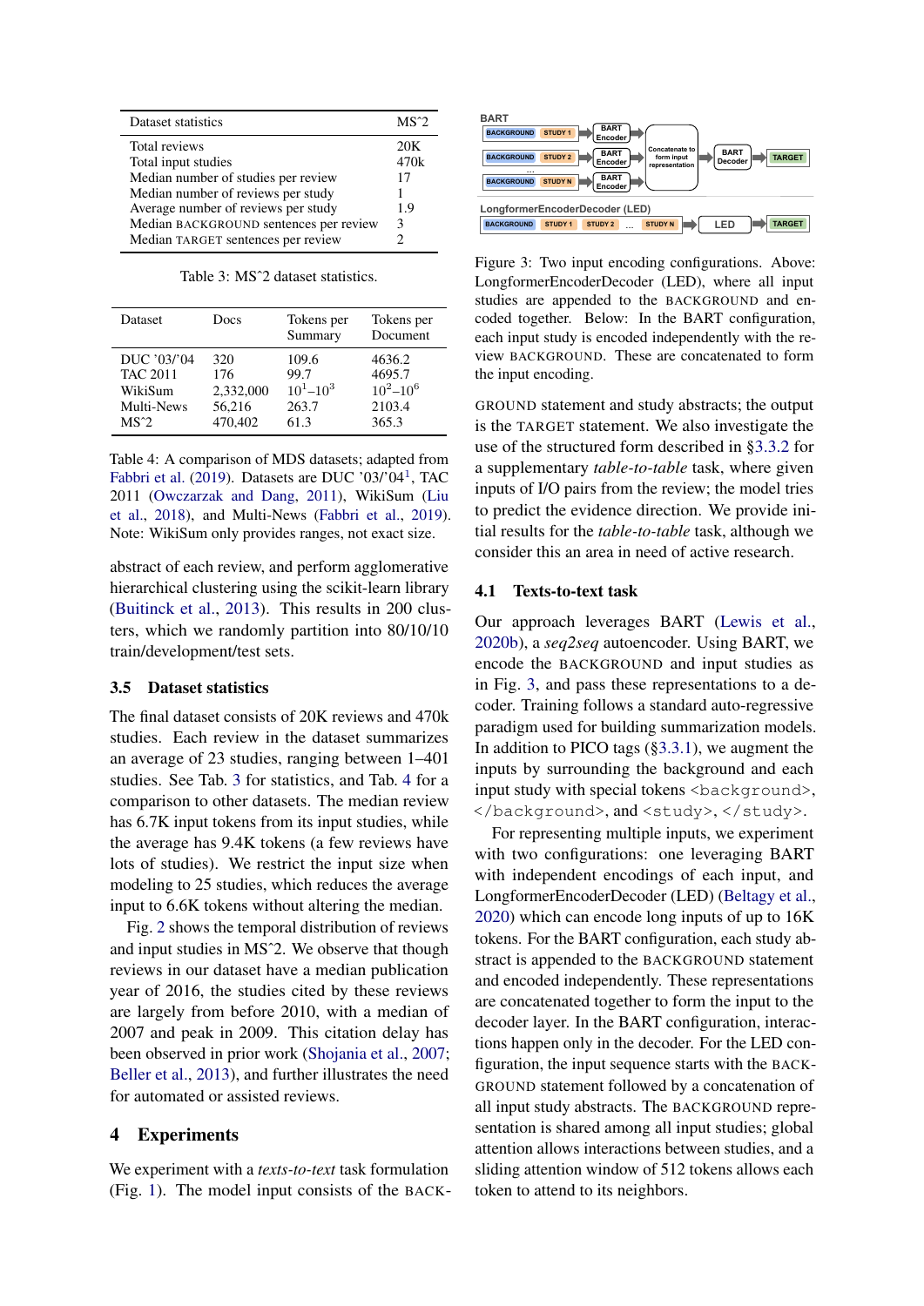| Dataset statistics | MSˆ2 |
| --- | --- |
| Total reviews | 20K |
| Total input studies | 470k |
| Median number of studies per review | 17 |
| Median number of reviews per study | 1 |
| Average number of reviews per study | 1.9 |
| Median BACKGROUND sentences per review | 3 |
| Median TARGET sentences per review | 2 |

Table 3: MSˆ2 dataset statistics.

| Dataset | Docs | Tokens per Summary | Tokens per Document |
| --- | --- | --- | --- |
| DUC '03/'04 | 320 | 109.6 | 4636.2 |
| TAC 2011 | 176 | 99.7 | 4695.7 |
| WikiSum | 2,332,000 | $10^1$–$10^3$ | $10^2$–$10^6$ |
| Multi-News | 56,216 | 263.7 | 2103.4 |
| MSˆ2 | 470,402 | 61.3 | 365.3 |

Table 4: A comparison of MDS datasets; adapted from Fabbri et al. (2019). Datasets are DUC '03/'04[1], TAC 2011 (Owczarzak and Dang, 2011), WikiSum (Liu et al., 2018), and Multi-News (Fabbri et al., 2019). Note: WikiSum only provides ranges, not exact size.

abstract of each review, and perform agglomerative hierarchical clustering using the scikit-learn library (Buitinck et al., 2013). This results in 200 clusters, which we randomly partition into 80/10/10 train/development/test sets.

### 3.5 Dataset statistics

The final dataset consists of 20K reviews and 470k studies. Each review in the dataset summarizes an average of 23 studies, ranging between 1–401 studies. See Tab. 3 for statistics, and Tab. 4 for a comparison to other datasets. The median review has 6.7K input tokens from its input studies, while the average has 9.4K tokens (a few reviews have lots of studies). We restrict the input size when modeling to 25 studies, which reduces the average input to 6.6K tokens without altering the median.

Fig. 2 shows the temporal distribution of reviews and input studies in MSˆ2. We observe that though reviews in our dataset have a median publication year of 2016, the studies cited by these reviews are largely from before 2010, with a median of 2007 and peak in 2009. This citation delay has been observed in prior work (Shojania et al., 2007; Beller et al., 2013), and further illustrates the need for automated or assisted reviews.

## 4 Experiments

We experiment with a *texts-to-text* task formulation (Fig. 1). The model input consists of the BACKGROUND statement and study abstracts; the output is the TARGET statement. We also investigate the use of the structured form described in §3.3.2 for a supplementary *table-to-table* task, where given inputs of I/O pairs from the review, the model tries to predict the evidence direction. We provide initial results for the *table-to-table* task, although we consider this an area in need of active research.

Figure 3: Two input encoding configurations. Above: LongformerEncoderDecoder (LED), where all input studies are appended to the BACKGROUND and encoded together. Below: In the BART configuration, each input study is encoded independently with the review BACKGROUND. These are concatenated to form the input encoding.

### 4.1 Texts-to-text task

Our approach leverages BART (Lewis et al., 2020b), a *seq2seq* autoencoder. Using BART, we encode the BACKGROUND and input studies as in Fig. 3, and pass these representations to a decoder. Training follows a standard auto-regressive paradigm used for building summarization models. In addition to PICO tags (§3.3.1), we augment the inputs by surrounding the background and each input study with special tokens `<background>`, `</background>`, and `<study>`, `</study>`.

For representing multiple inputs, we experiment with two configurations: one leveraging BART with independent encodings of each input, and LongformerEncoderDecoder (LED) (Beltagy et al., 2020) which can encode long inputs of up to 16K tokens. For the BART configuration, each study abstract is appended to the BACKGROUND statement and encoded independently. These representations are concatenated together to form the input to the decoder layer. In the BART configuration, interactions happen only in the decoder. For the LED configuration, the input sequence starts with the BACKGROUND statement followed by a concatenation of all input study abstracts. The BACKGROUND representation is shared among all input studies; global attention allows interactions between studies, and a sliding attention window of 512 tokens allows each token to attend to its neighbors.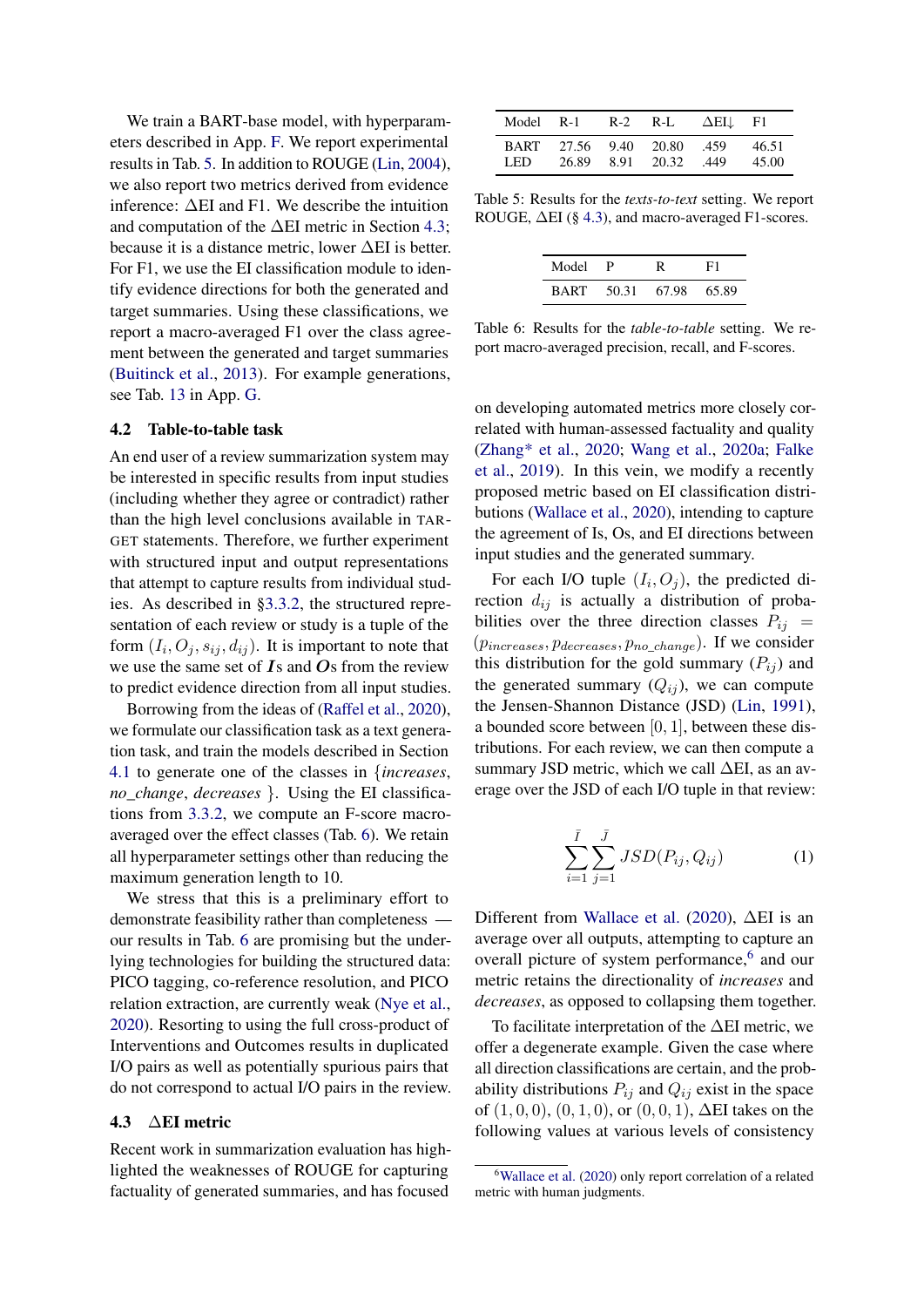We train a BART-base model, with hyperparameters described in App. F. We report experimental results in Tab. 5. In addition to ROUGE (Lin, 2004), we also report two metrics derived from evidence inference: ΔEI and F1. We describe the intuition and computation of the ΔEI metric in Section 4.3; because it is a distance metric, lower ΔEI is better. For F1, we use the EI classification module to identify evidence directions for both the generated and target summaries. Using these classifications, we report a macro-averaged F1 over the class agreement between the generated and target summaries (Buitinck et al., 2013). For example generations, see Tab. 13 in App. G.

### 4.2 Table-to-table task

An end user of a review summarization system may be interested in specific results from input studies (including whether they agree or contradict) rather than the high level conclusions available in TARGET statements. Therefore, we further experiment with structured input and output representations that attempt to capture results from individual studies. As described in §3.3.2, the structured representation of each review or study is a tuple of the form $(I_i, O_j, s_{ij}, d_{ij})$. It is important to note that we use the same set of $\boldsymbol{I}$s and $\boldsymbol{O}$s from the review to predict evidence direction from all input studies.

Borrowing from the ideas of (Raffel et al., 2020), we formulate our classification task as a text generation task, and train the models described in Section 4.1 to generate one of the classes in {*increases*, *no_change*, *decreases* }. Using the EI classifications from 3.3.2, we compute an F-score macro-averaged over the effect classes (Tab. 6). We retain all hyperparameter settings other than reducing the maximum generation length to 10.

We stress that this is a preliminary effort to demonstrate feasibility rather than completeness — our results in Tab. 6 are promising but the underlying technologies for building the structured data: PICO tagging, co-reference resolution, and PICO relation extraction, are currently weak (Nye et al., 2020). Resorting to using the full cross-product of Interventions and Outcomes results in duplicated I/O pairs as well as potentially spurious pairs that do not correspond to actual I/O pairs in the review.

### 4.3 ΔEI metric

Recent work in summarization evaluation has highlighted the weaknesses of ROUGE for capturing factuality of generated summaries, and has focused

| Model | R-1 | R-2 | R-L | ΔEI↓ | F1 |
|---|---|---|---|---|---|
| BART | 27.56 | 9.40 | 20.80 | .459 | 46.51 |
| LED | 26.89 | 8.91 | 20.32 | .449 | 45.00 |

Table 5: Results for the *texts-to-text* setting. We report ROUGE, ΔEI (§ 4.3), and macro-averaged F1-scores.

| Model | P | R | F1 |
|---|---|---|---|
| BART | 50.31 | 67.98 | 65.89 |

Table 6: Results for the *table-to-table* setting. We report macro-averaged precision, recall, and F-scores.

on developing automated metrics more closely correlated with human-assessed factuality and quality (Zhang* et al., 2020; Wang et al., 2020a; Falke et al., 2019). In this vein, we modify a recently proposed metric based on EI classification distributions (Wallace et al., 2020), intending to capture the agreement of Is, Os, and EI directions between input studies and the generated summary.

For each I/O tuple $(I_i, O_j)$, the predicted direction $d_{ij}$ is actually a distribution of probabilities over the three direction classes $P_{ij} = (p_{increases}, p_{decreases}, p_{no\_change})$. If we consider this distribution for the gold summary ($P_{ij}$) and the generated summary ($Q_{ij}$), we can compute the Jensen-Shannon Distance (JSD) (Lin, 1991), a bounded score between $[0, 1]$, between these distributions. For each review, we can then compute a summary JSD metric, which we call ΔEI, as an average over the JSD of each I/O tuple in that review:

$$\sum_{i=1}^{\bar{I}} \sum_{j=1}^{\bar{J}} JSD(P_{ij}, Q_{ij}) \tag{1}$$

Different from Wallace et al. (2020), ΔEI is an average over all outputs, attempting to capture an overall picture of system performance,[6] and our metric retains the directionality of *increases* and *decreases*, as opposed to collapsing them together.

To facilitate interpretation of the ΔEI metric, we offer a degenerate example. Given the case where all direction classifications are certain, and the probability distributions $P_{ij}$ and $Q_{ij}$ exist in the space of $(1, 0, 0)$, $(0, 1, 0)$, or $(0, 0, 1)$, ΔEI takes on the following values at various levels of consistency

[6] Wallace et al. (2020) only report correlation of a related metric with human judgments.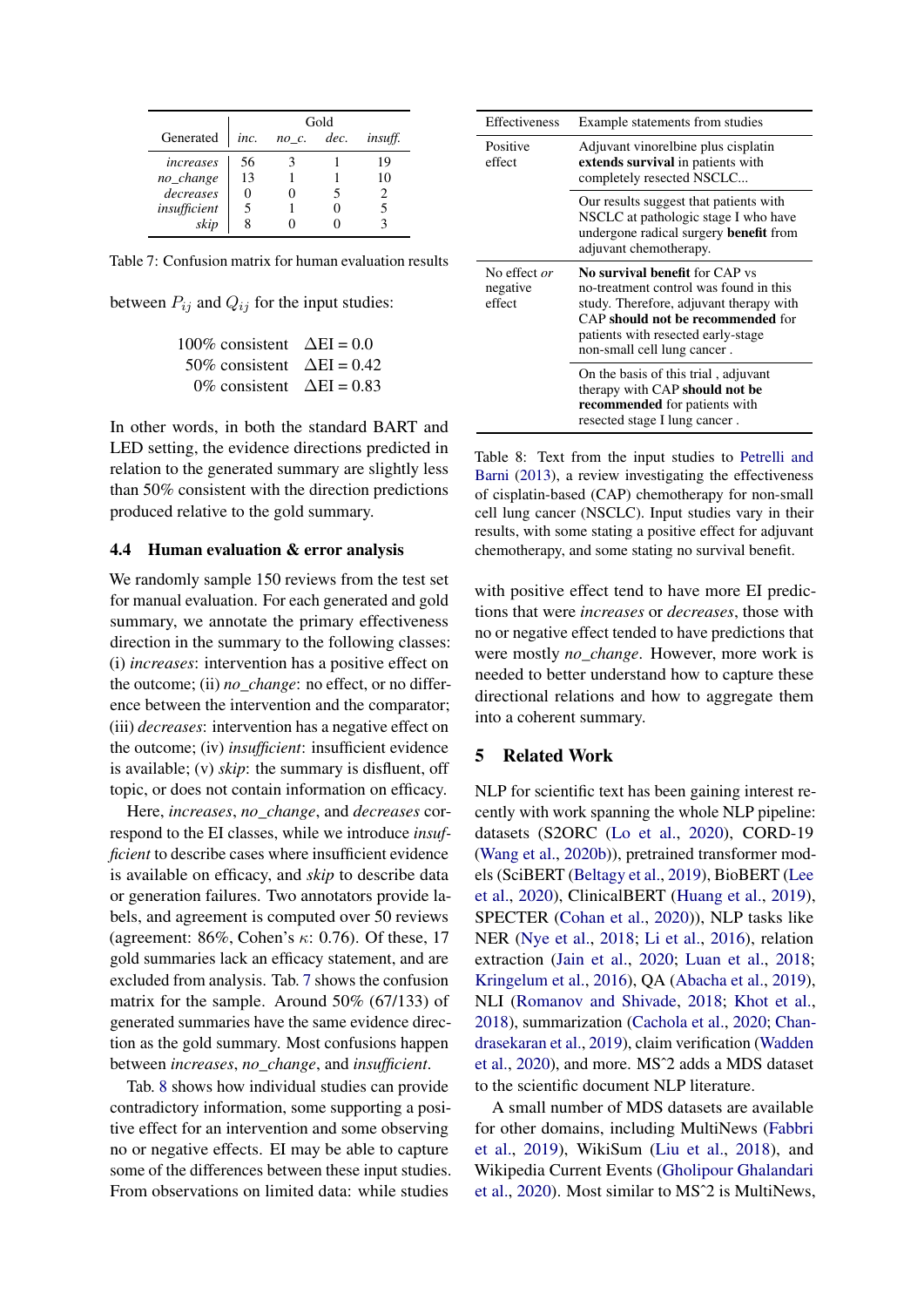| Generated | Gold | | | |
|---|---|---|---|---|
| | *inc.* | *no_c.* | *dec.* | *insuff.* |
| *increases* | 56 | 3 | 1 | 19 |
| *no_change* | 13 | 1 | 1 | 10 |
| *decreases* | 0 | 0 | 5 | 2 |
| *insufficient* | 5 | 1 | 0 | 5 |
| *skip* | 8 | 0 | 0 | 3 |

Table 7: Confusion matrix for human evaluation results

between $P_{ij}$ and $Q_{ij}$ for the input studies:

| | |
|---|---|
| 100% consistent | $\Delta$EI = 0.0 |
| 50% consistent | $\Delta$EI = 0.42 |
| 0% consistent | $\Delta$EI = 0.83 |

In other words, in both the standard BART and LED setting, the evidence directions predicted in relation to the generated summary are slightly less than 50% consistent with the direction predictions produced relative to the gold summary.

### 4.4 Human evaluation & error analysis

We randomly sample 150 reviews from the test set for manual evaluation. For each generated and gold summary, we annotate the primary effectiveness direction in the summary to the following classes: (i) *increases*: intervention has a positive effect on the outcome; (ii) *no_change*: no effect, or no difference between the intervention and the comparator; (iii) *decreases*: intervention has a negative effect on the outcome; (iv) *insufficient*: insufficient evidence is available; (v) *skip*: the summary is disfluent, off topic, or does not contain information on efficacy.

Here, *increases*, *no_change*, and *decreases* correspond to the EI classes, while we introduce *insufficient* to describe cases where insufficient evidence is available on efficacy, and *skip* to describe data or generation failures. Two annotators provide labels, and agreement is computed over 50 reviews (agreement: 86%, Cohen's $\kappa$: 0.76). Of these, 17 gold summaries lack an efficacy statement, and are excluded from analysis. Tab. 7 shows the confusion matrix for the sample. Around 50% (67/133) of generated summaries have the same evidence direction as the gold summary. Most confusions happen between *increases*, *no_change*, and *insufficient*.

Tab. 8 shows how individual studies can provide contradictory information, some supporting a positive effect for an intervention and some observing no or negative effects. EI may be able to capture some of the differences between these input studies. From observations on limited data: while studies

| Effectiveness | Example statements from studies |
|---|---|
| Positive effect | Adjuvant vinorelbine plus cisplatin **extends survival** in patients with completely resected NSCLC... |
| | Our results suggest that patients with NSCLC at pathologic stage I who have undergone radical surgery **benefit** from adjuvant chemotherapy. |
| No effect *or* negative effect | **No survival benefit** for CAP vs no-treatment control was found in this study. Therefore, adjuvant therapy with CAP **should not be recommended** for patients with resected early-stage non-small cell lung cancer . |
| | On the basis of this trial , adjuvant therapy with CAP **should not be recommended** for patients with resected stage I lung cancer . |

Table 8: Text from the input studies to Petrelli and Barni (2013), a review investigating the effectiveness of cisplatin-based (CAP) chemotherapy for non-small cell lung cancer (NSCLC). Input studies vary in their results, with some stating a positive effect for adjuvant chemotherapy, and some stating no survival benefit.

with positive effect tend to have more EI predictions that were *increases* or *decreases*, those with no or negative effect tended to have predictions that were mostly *no_change*. However, more work is needed to better understand how to capture these directional relations and how to aggregate them into a coherent summary.

## 5 Related Work

NLP for scientific text has been gaining interest recently with work spanning the whole NLP pipeline: datasets (S2ORC (Lo et al., 2020), CORD-19 (Wang et al., 2020b)), pretrained transformer models (SciBERT (Beltagy et al., 2019), BioBERT (Lee et al., 2020), ClinicalBERT (Huang et al., 2019), SPECTER (Cohan et al., 2020)), NLP tasks like NER (Nye et al., 2018; Li et al., 2016), relation extraction (Jain et al., 2020; Luan et al., 2018; Kringelum et al., 2016), QA (Abacha et al., 2019), NLI (Romanov and Shivade, 2018; Khot et al., 2018), summarization (Cachola et al., 2020; Chandrasekaran et al., 2019), claim verification (Wadden et al., 2020), and more. MSˆ2 adds a MDS dataset to the scientific document NLP literature.

A small number of MDS datasets are available for other domains, including MultiNews (Fabbri et al., 2019), WikiSum (Liu et al., 2018), and Wikipedia Current Events (Gholipour Ghalandari et al., 2020). Most similar to MSˆ2 is MultiNews,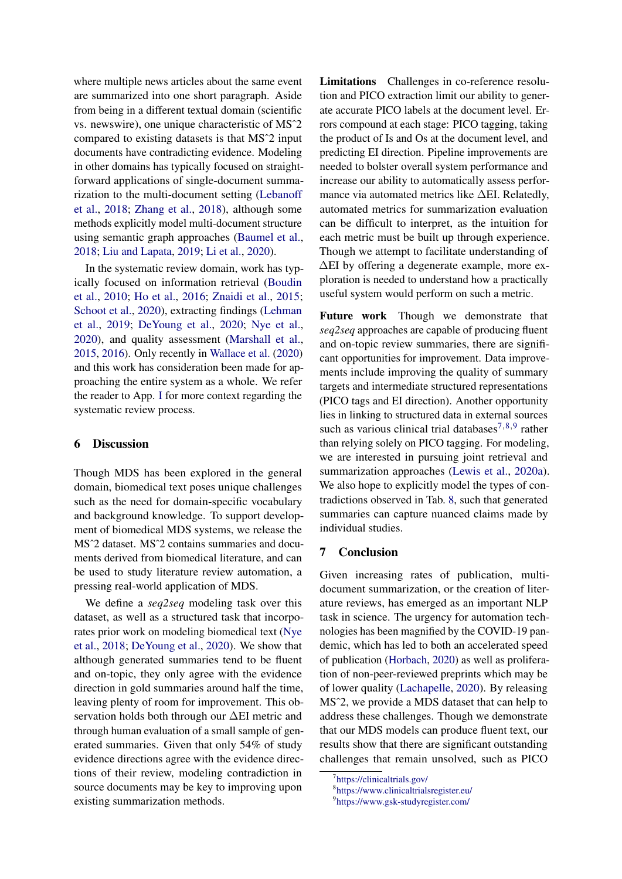where multiple news articles about the same event are summarized into one short paragraph. Aside from being in a different textual domain (scientific vs. newswire), one unique characteristic of MSˆ2 compared to existing datasets is that MSˆ2 input documents have contradicting evidence. Modeling in other domains has typically focused on straightforward applications of single-document summarization to the multi-document setting (Lebanoff et al., 2018; Zhang et al., 2018), although some methods explicitly model multi-document structure using semantic graph approaches (Baumel et al., 2018; Liu and Lapata, 2019; Li et al., 2020).

In the systematic review domain, work has typically focused on information retrieval (Boudin et al., 2010; Ho et al., 2016; Znaidi et al., 2015; Schoot et al., 2020), extracting findings (Lehman et al., 2019; DeYoung et al., 2020; Nye et al., 2020), and quality assessment (Marshall et al., 2015, 2016). Only recently in Wallace et al. (2020) and this work has consideration been made for approaching the entire system as a whole. We refer the reader to App. I for more context regarding the systematic review process.

## 6 Discussion

Though MDS has been explored in the general domain, biomedical text poses unique challenges such as the need for domain-specific vocabulary and background knowledge. To support development of biomedical MDS systems, we release the MSˆ2 dataset. MSˆ2 contains summaries and documents derived from biomedical literature, and can be used to study literature review automation, a pressing real-world application of MDS.

We define a *seq2seq* modeling task over this dataset, as well as a structured task that incorporates prior work on modeling biomedical text (Nye et al., 2018; DeYoung et al., 2020). We show that although generated summaries tend to be fluent and on-topic, they only agree with the evidence direction in gold summaries around half the time, leaving plenty of room for improvement. This observation holds both through our $\Delta$EI metric and through human evaluation of a small sample of generated summaries. Given that only 54% of study evidence directions agree with the evidence directions of their review, modeling contradiction in source documents may be key to improving upon existing summarization methods.

**Limitations** Challenges in co-reference resolution and PICO extraction limit our ability to generate accurate PICO labels at the document level. Errors compound at each stage: PICO tagging, taking the product of Is and Os at the document level, and predicting EI direction. Pipeline improvements are needed to bolster overall system performance and increase our ability to automatically assess performance via automated metrics like $\Delta$EI. Relatedly, automated metrics for summarization evaluation can be difficult to interpret, as the intuition for each metric must be built up through experience. Though we attempt to facilitate understanding of $\Delta$EI by offering a degenerate example, more exploration is needed to understand how a practically useful system would perform on such a metric.

**Future work** Though we demonstrate that *seq2seq* approaches are capable of producing fluent and on-topic review summaries, there are significant opportunities for improvement. Data improvements include improving the quality of summary targets and intermediate structured representations (PICO tags and EI direction). Another opportunity lies in linking to structured data in external sources such as various clinical trial databases[7,8,9] rather than relying solely on PICO tagging. For modeling, we are interested in pursuing joint retrieval and summarization approaches (Lewis et al., 2020a). We also hope to explicitly model the types of contradictions observed in Tab. 8, such that generated summaries can capture nuanced claims made by individual studies.

## 7 Conclusion

Given increasing rates of publication, multi-document summarization, or the creation of literature reviews, has emerged as an important NLP task in science. The urgency for automation technologies has been magnified by the COVID-19 pandemic, which has led to both an accelerated speed of publication (Horbach, 2020) as well as proliferation of non-peer-reviewed preprints which may be of lower quality (Lachapelle, 2020). By releasing MSˆ2, we provide a MDS dataset that can help to address these challenges. Though we demonstrate that our MDS models can produce fluent text, our results show that there are significant outstanding challenges that remain unsolved, such as PICO

[7] https://clinicaltrials.gov/

[8] https://www.clinicaltrialsregister.eu/

[9] https://www.gsk-studyregister.com/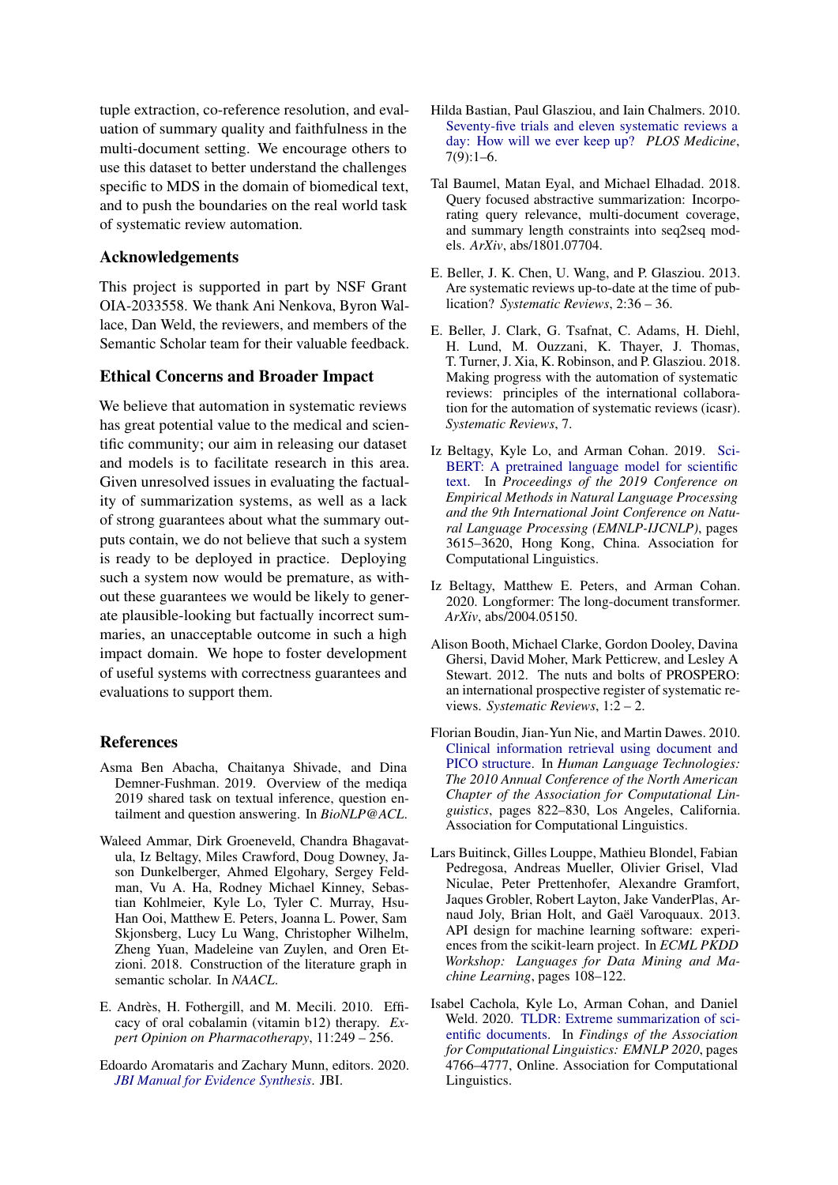tuple extraction, co-reference resolution, and evaluation of summary quality and faithfulness in the multi-document setting. We encourage others to use this dataset to better understand the challenges specific to MDS in the domain of biomedical text, and to push the boundaries on the real world task of systematic review automation.

## Acknowledgements

This project is supported in part by NSF Grant OIA-2033558. We thank Ani Nenkova, Byron Wallace, Dan Weld, the reviewers, and members of the Semantic Scholar team for their valuable feedback.

## Ethical Concerns and Broader Impact

We believe that automation in systematic reviews has great potential value to the medical and scientific community; our aim in releasing our dataset and models is to facilitate research in this area. Given unresolved issues in evaluating the factuality of summarization systems, as well as a lack of strong guarantees about what the summary outputs contain, we do not believe that such a system is ready to be deployed in practice. Deploying such a system now would be premature, as without these guarantees we would be likely to generate plausible-looking but factually incorrect summaries, an unacceptable outcome in such a high impact domain. We hope to foster development of useful systems with correctness guarantees and evaluations to support them.

## References

Asma Ben Abacha, Chaitanya Shivade, and Dina Demner-Fushman. 2019. Overview of the mediqa 2019 shared task on textual inference, question entailment and question answering. In *BioNLP@ACL*.

Waleed Ammar, Dirk Groeneveld, Chandra Bhagavatula, Iz Beltagy, Miles Crawford, Doug Downey, Jason Dunkelberger, Ahmed Elgohary, Sergey Feldman, Vu A. Ha, Rodney Michael Kinney, Sebastian Kohlmeier, Kyle Lo, Tyler C. Murray, Hsu-Han Ooi, Matthew E. Peters, Joanna L. Power, Sam Skjonsberg, Lucy Lu Wang, Christopher Wilhelm, Zheng Yuan, Madeleine van Zuylen, and Oren Etzioni. 2018. Construction of the literature graph in semantic scholar. In *NAACL*.

E. Andrès, H. Fothergill, and M. Mecili. 2010. Efficacy of oral cobalamin (vitamin b12) therapy. *Expert Opinion on Pharmacotherapy*, 11:249 – 256.

Edoardo Aromataris and Zachary Munn, editors. 2020. *JBI Manual for Evidence Synthesis*. JBI.

Hilda Bastian, Paul Glasziou, and Iain Chalmers. 2010. Seventy-five trials and eleven systematic reviews a day: How will we ever keep up? *PLOS Medicine*, 7(9):1–6.

Tal Baumel, Matan Eyal, and Michael Elhadad. 2018. Query focused abstractive summarization: Incorporating query relevance, multi-document coverage, and summary length constraints into seq2seq models. *ArXiv*, abs/1801.07704.

E. Beller, J. K. Chen, U. Wang, and P. Glasziou. 2013. Are systematic reviews up-to-date at the time of publication? *Systematic Reviews*, 2:36 – 36.

E. Beller, J. Clark, G. Tsafnat, C. Adams, H. Diehl, H. Lund, M. Ouzzani, K. Thayer, J. Thomas, T. Turner, J. Xia, K. Robinson, and P. Glasziou. 2018. Making progress with the automation of systematic reviews: principles of the international collaboration for the automation of systematic reviews (icasr). *Systematic Reviews*, 7.

Iz Beltagy, Kyle Lo, and Arman Cohan. 2019. SciBERT: A pretrained language model for scientific text. In *Proceedings of the 2019 Conference on Empirical Methods in Natural Language Processing and the 9th International Joint Conference on Natural Language Processing (EMNLP-IJCNLP)*, pages 3615–3620, Hong Kong, China. Association for Computational Linguistics.

Iz Beltagy, Matthew E. Peters, and Arman Cohan. 2020. Longformer: The long-document transformer. *ArXiv*, abs/2004.05150.

Alison Booth, Michael Clarke, Gordon Dooley, Davina Ghersi, David Moher, Mark Petticrew, and Lesley A Stewart. 2012. The nuts and bolts of PROSPERO: an international prospective register of systematic reviews. *Systematic Reviews*, 1:2 – 2.

Florian Boudin, Jian-Yun Nie, and Martin Dawes. 2010. Clinical information retrieval using document and PICO structure. In *Human Language Technologies: The 2010 Annual Conference of the North American Chapter of the Association for Computational Linguistics*, pages 822–830, Los Angeles, California. Association for Computational Linguistics.

Lars Buitinck, Gilles Louppe, Mathieu Blondel, Fabian Pedregosa, Andreas Mueller, Olivier Grisel, Vlad Niculae, Peter Prettenhofer, Alexandre Gramfort, Jaques Grobler, Robert Layton, Jake VanderPlas, Arnaud Joly, Brian Holt, and Gaël Varoquaux. 2013. API design for machine learning software: experiences from the scikit-learn project. In *ECML PKDD Workshop: Languages for Data Mining and Machine Learning*, pages 108–122.

Isabel Cachola, Kyle Lo, Arman Cohan, and Daniel Weld. 2020. TLDR: Extreme summarization of scientific documents. In *Findings of the Association for Computational Linguistics: EMNLP 2020*, pages 4766–4777, Online. Association for Computational Linguistics.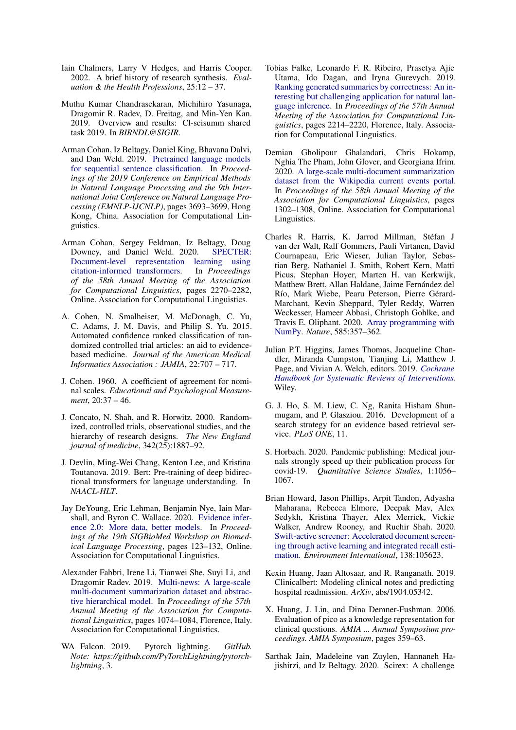Iain Chalmers, Larry V Hedges, and Harris Cooper. 2002. A brief history of research synthesis. *Evaluation & the Health Professions*, 25:12 – 37.

Muthu Kumar Chandrasekaran, Michihiro Yasunaga, Dragomir R. Radev, D. Freitag, and Min-Yen Kan. 2019. Overview and results: Cl-scisumm shared task 2019. In *BIRNDL@SIGIR*.

Arman Cohan, Iz Beltagy, Daniel King, Bhavana Dalvi, and Dan Weld. 2019. Pretrained language models for sequential sentence classification. In *Proceedings of the 2019 Conference on Empirical Methods in Natural Language Processing and the 9th International Joint Conference on Natural Language Processing (EMNLP-IJCNLP)*, pages 3693–3699, Hong Kong, China. Association for Computational Linguistics.

Arman Cohan, Sergey Feldman, Iz Beltagy, Doug Downey, and Daniel Weld. 2020. SPECTER: Document-level representation learning using citation-informed transformers. In *Proceedings of the 58th Annual Meeting of the Association for Computational Linguistics*, pages 2270–2282, Online. Association for Computational Linguistics.

A. Cohen, N. Smalheiser, M. McDonagh, C. Yu, C. Adams, J. M. Davis, and Philip S. Yu. 2015. Automated confidence ranked classification of randomized controlled trial articles: an aid to evidence-based medicine. *Journal of the American Medical Informatics Association : JAMIA*, 22:707 – 717.

J. Cohen. 1960. A coefficient of agreement for nominal scales. *Educational and Psychological Measurement*, 20:37 – 46.

J. Concato, N. Shah, and R. Horwitz. 2000. Randomized, controlled trials, observational studies, and the hierarchy of research designs. *The New England journal of medicine*, 342(25):1887–92.

J. Devlin, Ming-Wei Chang, Kenton Lee, and Kristina Toutanova. 2019. Bert: Pre-training of deep bidirectional transformers for language understanding. In *NAACL-HLT*.

Jay DeYoung, Eric Lehman, Benjamin Nye, Iain Marshall, and Byron C. Wallace. 2020. Evidence inference 2.0: More data, better models. In *Proceedings of the 19th SIGBioMed Workshop on Biomedical Language Processing*, pages 123–132, Online. Association for Computational Linguistics.

Alexander Fabbri, Irene Li, Tianwei She, Suyi Li, and Dragomir Radev. 2019. Multi-news: A large-scale multi-document summarization dataset and abstractive hierarchical model. In *Proceedings of the 57th Annual Meeting of the Association for Computational Linguistics*, pages 1074–1084, Florence, Italy. Association for Computational Linguistics.

WA Falcon. 2019. Pytorch lightning. *GitHub. Note: https://github.com/PyTorchLightning/pytorch-lightning*, 3.

Tobias Falke, Leonardo F. R. Ribeiro, Prasetya Ajie Utama, Ido Dagan, and Iryna Gurevych. 2019. Ranking generated summaries by correctness: An interesting but challenging application for natural language inference. In *Proceedings of the 57th Annual Meeting of the Association for Computational Linguistics*, pages 2214–2220, Florence, Italy. Association for Computational Linguistics.

Demian Gholipour Ghalandari, Chris Hokamp, Nghia The Pham, John Glover, and Georgiana Ifrim. 2020. A large-scale multi-document summarization dataset from the Wikipedia current events portal. In *Proceedings of the 58th Annual Meeting of the Association for Computational Linguistics*, pages 1302–1308, Online. Association for Computational Linguistics.

Charles R. Harris, K. Jarrod Millman, Stéfan J van der Walt, Ralf Gommers, Pauli Virtanen, David Cournapeau, Eric Wieser, Julian Taylor, Sebastian Berg, Nathaniel J. Smith, Robert Kern, Matti Picus, Stephan Hoyer, Marten H. van Kerkwijk, Matthew Brett, Allan Haldane, Jaime Fernández del Río, Mark Wiebe, Pearu Peterson, Pierre Gérard-Marchant, Kevin Sheppard, Tyler Reddy, Warren Weckesser, Hameer Abbasi, Christoph Gohlke, and Travis E. Oliphant. 2020. Array programming with NumPy. *Nature*, 585:357–362.

Julian P.T. Higgins, James Thomas, Jacqueline Chandler, Miranda Cumpston, Tianjing Li, Matthew J. Page, and Vivian A. Welch, editors. 2019. *Cochrane Handbook for Systematic Reviews of Interventions*. Wiley.

G. J. Ho, S. M. Liew, C. Ng, Ranita Hisham Shunmugam, and P. Glasziou. 2016. Development of a search strategy for an evidence based retrieval service. *PLoS ONE*, 11.

S. Horbach. 2020. Pandemic publishing: Medical journals strongly speed up their publication process for covid-19. *Quantitative Science Studies*, 1:1056–1067.

Brian Howard, Jason Phillips, Arpit Tandon, Adyasha Maharana, Rebecca Elmore, Deepak Mav, Alex Sedykh, Kristina Thayer, Alex Merrick, Vickie Walker, Andrew Rooney, and Ruchir Shah. 2020. Swift-active screener: Accelerated document screening through active learning and integrated recall estimation. *Environment International*, 138:105623.

Kexin Huang, Jaan Altosaar, and R. Ranganath. 2019. Clinicalbert: Modeling clinical notes and predicting hospital readmission. *ArXiv*, abs/1904.05342.

X. Huang, J. Lin, and Dina Demner-Fushman. 2006. Evaluation of pico as a knowledge representation for clinical questions. *AMIA ... Annual Symposium proceedings. AMIA Symposium*, pages 359–63.

Sarthak Jain, Madeleine van Zuylen, Hannaneh Hajishirzi, and Iz Beltagy. 2020. Scirex: A challenge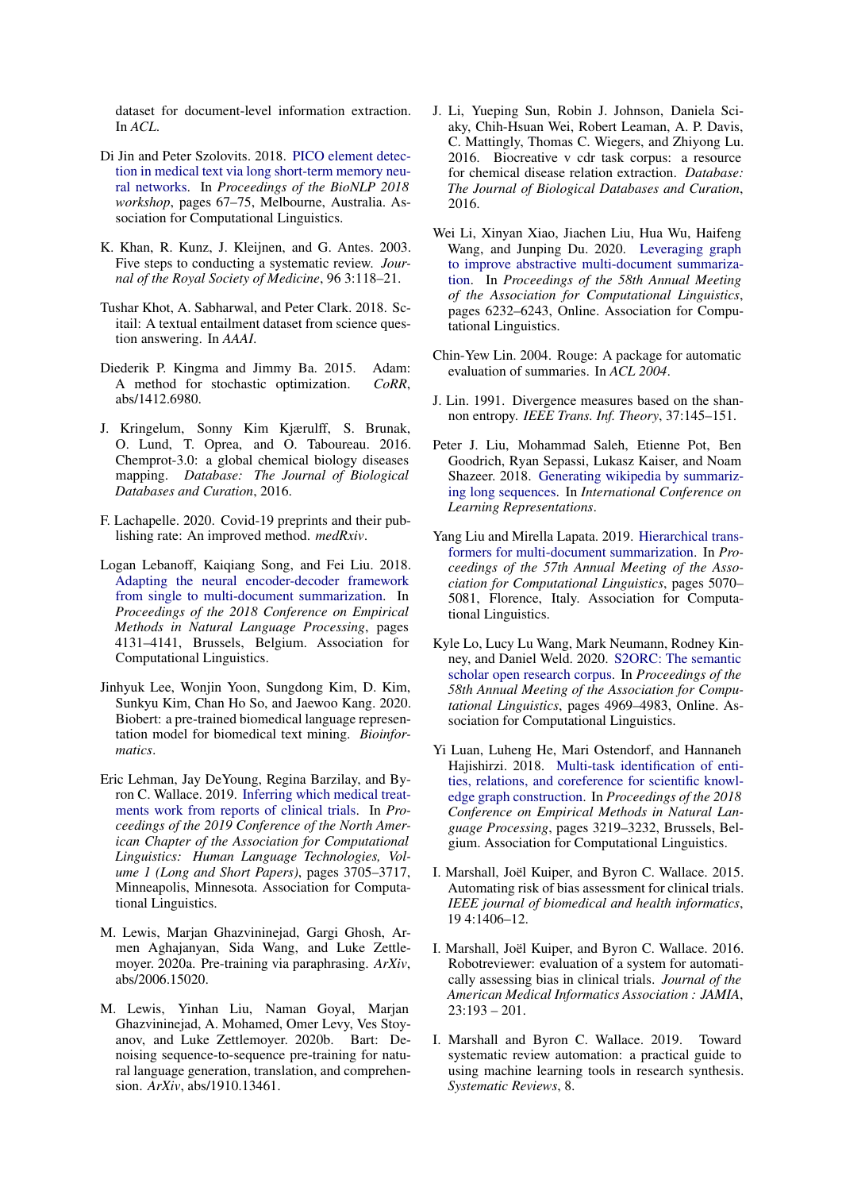dataset for document-level information extraction. In *ACL*.

Di Jin and Peter Szolovits. 2018. PICO element detection in medical text via long short-term memory neural networks. In *Proceedings of the BioNLP 2018 workshop*, pages 67–75, Melbourne, Australia. Association for Computational Linguistics.

K. Khan, R. Kunz, J. Kleijnen, and G. Antes. 2003. Five steps to conducting a systematic review. *Journal of the Royal Society of Medicine*, 96 3:118–21.

Tushar Khot, A. Sabharwal, and Peter Clark. 2018. Scitail: A textual entailment dataset from science question answering. In *AAAI*.

Diederik P. Kingma and Jimmy Ba. 2015. Adam: A method for stochastic optimization. *CoRR*, abs/1412.6980.

J. Kringelum, Sonny Kim Kjærulff, S. Brunak, O. Lund, T. Oprea, and O. Taboureau. 2016. Chemprot-3.0: a global chemical biology diseases mapping. *Database: The Journal of Biological Databases and Curation*, 2016.

F. Lachapelle. 2020. Covid-19 preprints and their publishing rate: An improved method. *medRxiv*.

Logan Lebanoff, Kaiqiang Song, and Fei Liu. 2018. Adapting the neural encoder-decoder framework from single to multi-document summarization. In *Proceedings of the 2018 Conference on Empirical Methods in Natural Language Processing*, pages 4131–4141, Brussels, Belgium. Association for Computational Linguistics.

Jinhyuk Lee, Wonjin Yoon, Sungdong Kim, D. Kim, Sunkyu Kim, Chan Ho So, and Jaewoo Kang. 2020. Biobert: a pre-trained biomedical language representation model for biomedical text mining. *Bioinformatics*.

Eric Lehman, Jay DeYoung, Regina Barzilay, and Byron C. Wallace. 2019. Inferring which medical treatments work from reports of clinical trials. In *Proceedings of the 2019 Conference of the North American Chapter of the Association for Computational Linguistics: Human Language Technologies, Volume 1 (Long and Short Papers)*, pages 3705–3717, Minneapolis, Minnesota. Association for Computational Linguistics.

M. Lewis, Marjan Ghazvininejad, Gargi Ghosh, Armen Aghajanyan, Sida Wang, and Luke Zettlemoyer. 2020a. Pre-training via paraphrasing. *ArXiv*, abs/2006.15020.

M. Lewis, Yinhan Liu, Naman Goyal, Marjan Ghazvininejad, A. Mohamed, Omer Levy, Ves Stoyanov, and Luke Zettlemoyer. 2020b. Bart: Denoising sequence-to-sequence pre-training for natural language generation, translation, and comprehension. *ArXiv*, abs/1910.13461.

J. Li, Yueping Sun, Robin J. Johnson, Daniela Sciaky, Chih-Hsuan Wei, Robert Leaman, A. P. Davis, C. Mattingly, Thomas C. Wiegers, and Zhiyong Lu. 2016. Biocreative v cdr task corpus: a resource for chemical disease relation extraction. *Database: The Journal of Biological Databases and Curation*, 2016.

Wei Li, Xinyan Xiao, Jiachen Liu, Hua Wu, Haifeng Wang, and Junping Du. 2020. Leveraging graph to improve abstractive multi-document summarization. In *Proceedings of the 58th Annual Meeting of the Association for Computational Linguistics*, pages 6232–6243, Online. Association for Computational Linguistics.

Chin-Yew Lin. 2004. Rouge: A package for automatic evaluation of summaries. In *ACL 2004*.

J. Lin. 1991. Divergence measures based on the shannon entropy. *IEEE Trans. Inf. Theory*, 37:145–151.

Peter J. Liu, Mohammad Saleh, Etienne Pot, Ben Goodrich, Ryan Sepassi, Lukasz Kaiser, and Noam Shazeer. 2018. Generating wikipedia by summarizing long sequences. In *International Conference on Learning Representations*.

Yang Liu and Mirella Lapata. 2019. Hierarchical transformers for multi-document summarization. In *Proceedings of the 57th Annual Meeting of the Association for Computational Linguistics*, pages 5070–5081, Florence, Italy. Association for Computational Linguistics.

Kyle Lo, Lucy Lu Wang, Mark Neumann, Rodney Kinney, and Daniel Weld. 2020. S2ORC: The semantic scholar open research corpus. In *Proceedings of the 58th Annual Meeting of the Association for Computational Linguistics*, pages 4969–4983, Online. Association for Computational Linguistics.

Yi Luan, Luheng He, Mari Ostendorf, and Hannaneh Hajishirzi. 2018. Multi-task identification of entities, relations, and coreference for scientific knowledge graph construction. In *Proceedings of the 2018 Conference on Empirical Methods in Natural Language Processing*, pages 3219–3232, Brussels, Belgium. Association for Computational Linguistics.

I. Marshall, Joël Kuiper, and Byron C. Wallace. 2015. Automating risk of bias assessment for clinical trials. *IEEE journal of biomedical and health informatics*, 19 4:1406–12.

I. Marshall, Joël Kuiper, and Byron C. Wallace. 2016. Robotreviewer: evaluation of a system for automatically assessing bias in clinical trials. *Journal of the American Medical Informatics Association : JAMIA*, 23:193 – 201.

I. Marshall and Byron C. Wallace. 2019. Toward systematic review automation: a practical guide to using machine learning tools in research synthesis. *Systematic Reviews*, 8.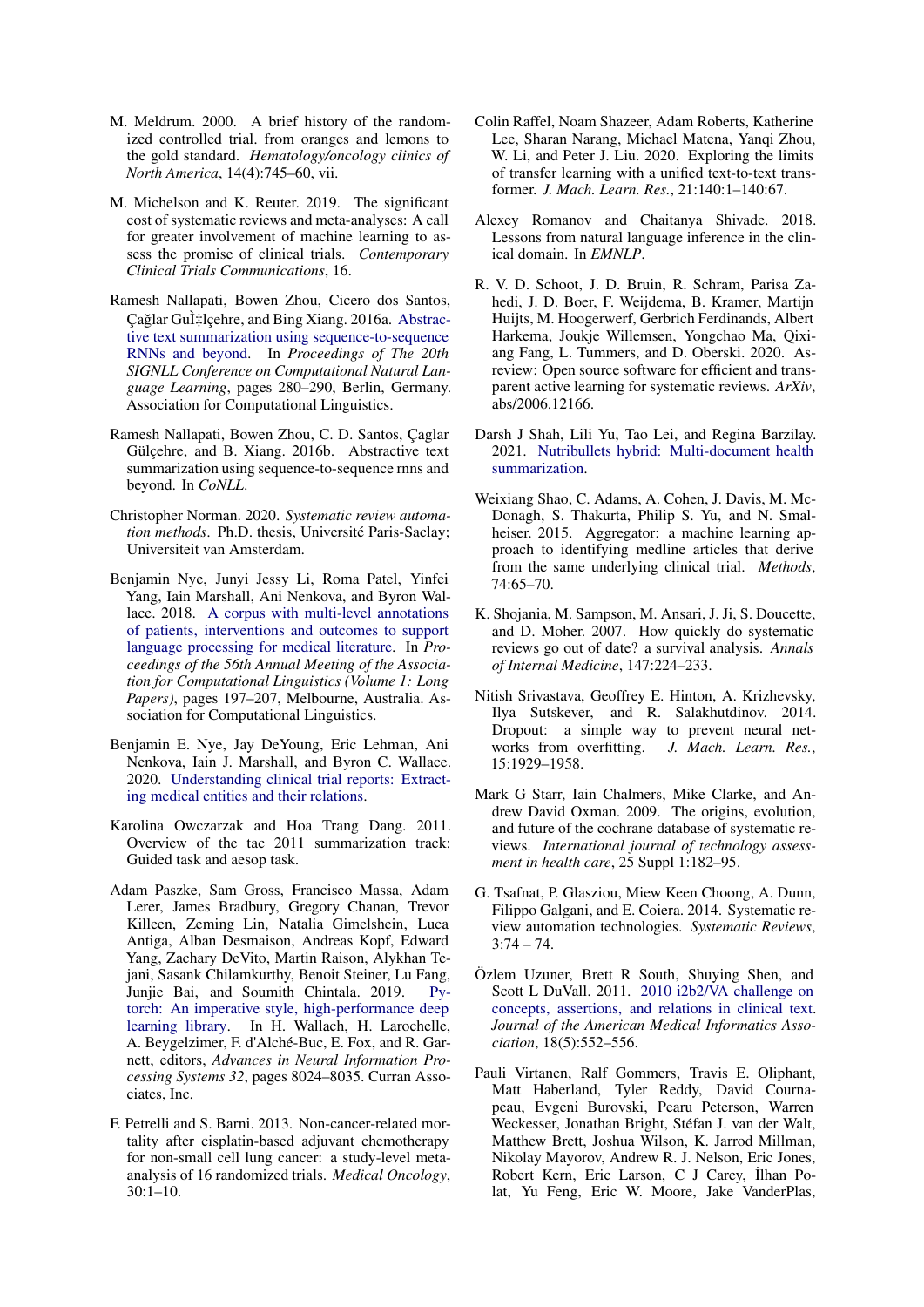M. Meldrum. 2000. A brief history of the randomized controlled trial. from oranges and lemons to the gold standard. *Hematology/oncology clinics of North America*, 14(4):745–60, vii.

M. Michelson and K. Reuter. 2019. The significant cost of systematic reviews and meta-analyses: A call for greater involvement of machine learning to assess the promise of clinical trials. *Contemporary Clinical Trials Communications*, 16.

Ramesh Nallapati, Bowen Zhou, Cicero dos Santos, Çağlar GuÌ‡lçehre, and Bing Xiang. 2016a. Abstractive text summarization using sequence-to-sequence RNNs and beyond. In *Proceedings of The 20th SIGNLL Conference on Computational Natural Language Learning*, pages 280–290, Berlin, Germany. Association for Computational Linguistics.

Ramesh Nallapati, Bowen Zhou, C. D. Santos, Çaglar Gülçehre, and B. Xiang. 2016b. Abstractive text summarization using sequence-to-sequence rnns and beyond. In *CoNLL*.

Christopher Norman. 2020. *Systematic review automation methods*. Ph.D. thesis, Université Paris-Saclay; Universiteit van Amsterdam.

Benjamin Nye, Junyi Jessy Li, Roma Patel, Yinfei Yang, Iain Marshall, Ani Nenkova, and Byron Wallace. 2018. A corpus with multi-level annotations of patients, interventions and outcomes to support language processing for medical literature. In *Proceedings of the 56th Annual Meeting of the Association for Computational Linguistics (Volume 1: Long Papers)*, pages 197–207, Melbourne, Australia. Association for Computational Linguistics.

Benjamin E. Nye, Jay DeYoung, Eric Lehman, Ani Nenkova, Iain J. Marshall, and Byron C. Wallace. 2020. Understanding clinical trial reports: Extracting medical entities and their relations.

Karolina Owczarzak and Hoa Trang Dang. 2011. Overview of the tac 2011 summarization track: Guided task and aesop task.

Adam Paszke, Sam Gross, Francisco Massa, Adam Lerer, James Bradbury, Gregory Chanan, Trevor Killeen, Zeming Lin, Natalia Gimelshein, Luca Antiga, Alban Desmaison, Andreas Kopf, Edward Yang, Zachary DeVito, Martin Raison, Alykhan Tejani, Sasank Chilamkurthy, Benoit Steiner, Lu Fang, Junjie Bai, and Soumith Chintala. 2019. Pytorch: An imperative style, high-performance deep learning library. In H. Wallach, H. Larochelle, A. Beygelzimer, F. d'Alché-Buc, E. Fox, and R. Garnett, editors, *Advances in Neural Information Processing Systems 32*, pages 8024–8035. Curran Associates, Inc.

F. Petrelli and S. Barni. 2013. Non-cancer-related mortality after cisplatin-based adjuvant chemotherapy for non-small cell lung cancer: a study-level meta-analysis of 16 randomized trials. *Medical Oncology*, 30:1–10.

Colin Raffel, Noam Shazeer, Adam Roberts, Katherine Lee, Sharan Narang, Michael Matena, Yanqi Zhou, W. Li, and Peter J. Liu. 2020. Exploring the limits of transfer learning with a unified text-to-text transformer. *J. Mach. Learn. Res.*, 21:140:1–140:67.

Alexey Romanov and Chaitanya Shivade. 2018. Lessons from natural language inference in the clinical domain. In *EMNLP*.

R. V. D. Schoot, J. D. Bruin, R. Schram, Parisa Zahedi, J. D. Boer, F. Weijdema, B. Kramer, Martijn Huijts, M. Hoogerwerf, Gerbrich Ferdinands, Albert Harkema, Joukje Willemsen, Yongchao Ma, Qixiang Fang, L. Tummers, and D. Oberski. 2020. Asreview: Open source software for efficient and transparent active learning for systematic reviews. *ArXiv*, abs/2006.12166.

Darsh J Shah, Lili Yu, Tao Lei, and Regina Barzilay. 2021. Nutribullets hybrid: Multi-document health summarization.

Weixiang Shao, C. Adams, A. Cohen, J. Davis, M. McDonagh, S. Thakurta, Philip S. Yu, and N. Smalheiser. 2015. Aggregator: a machine learning approach to identifying medline articles that derive from the same underlying clinical trial. *Methods*, 74:65–70.

K. Shojania, M. Sampson, M. Ansari, J. Ji, S. Doucette, and D. Moher. 2007. How quickly do systematic reviews go out of date? a survival analysis. *Annals of Internal Medicine*, 147:224–233.

Nitish Srivastava, Geoffrey E. Hinton, A. Krizhevsky, Ilya Sutskever, and R. Salakhutdinov. 2014. Dropout: a simple way to prevent neural networks from overfitting. *J. Mach. Learn. Res.*, 15:1929–1958.

Mark G Starr, Iain Chalmers, Mike Clarke, and Andrew David Oxman. 2009. The origins, evolution, and future of the cochrane database of systematic reviews. *International journal of technology assessment in health care*, 25 Suppl 1:182–95.

G. Tsafnat, P. Glasziou, Miew Keen Choong, A. Dunn, Filippo Galgani, and E. Coiera. 2014. Systematic review automation technologies. *Systematic Reviews*, 3:74 – 74.

Özlem Uzuner, Brett R South, Shuying Shen, and Scott L DuVall. 2011. 2010 i2b2/VA challenge on concepts, assertions, and relations in clinical text. *Journal of the American Medical Informatics Association*, 18(5):552–556.

Pauli Virtanen, Ralf Gommers, Travis E. Oliphant, Matt Haberland, Tyler Reddy, David Cournapeau, Evgeni Burovski, Pearu Peterson, Warren Weckesser, Jonathan Bright, Stéfan J. van der Walt, Matthew Brett, Joshua Wilson, K. Jarrod Millman, Nikolay Mayorov, Andrew R. J. Nelson, Eric Jones, Robert Kern, Eric Larson, C J Carey, İlhan Polat, Yu Feng, Eric W. Moore, Jake VanderPlas,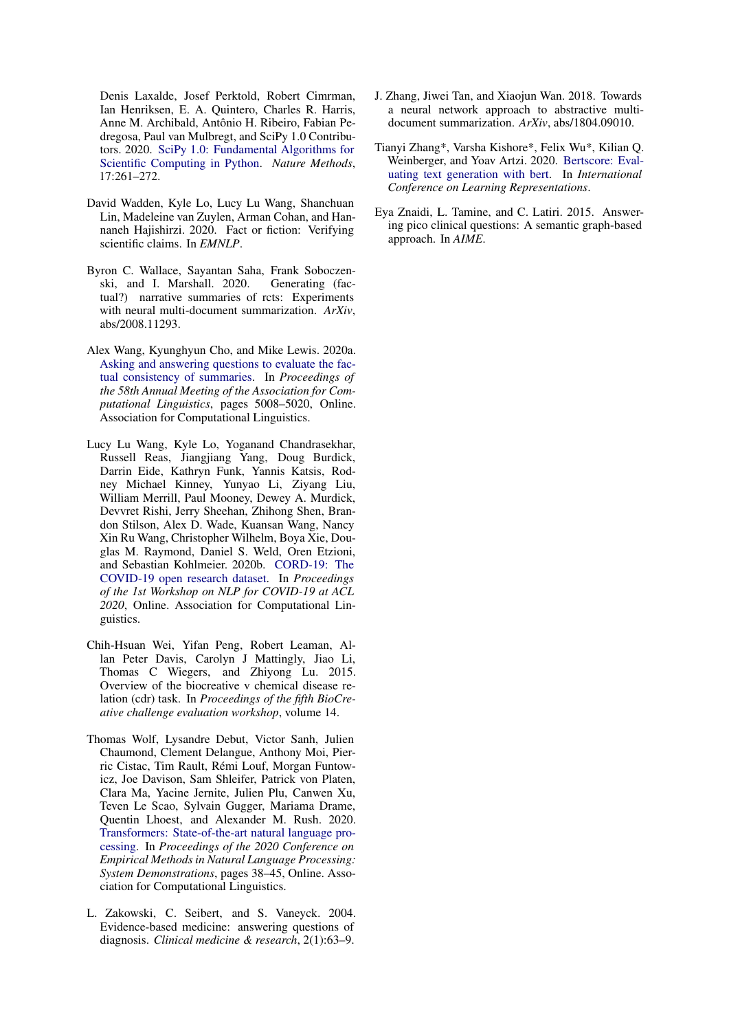Denis Laxalde, Josef Perktold, Robert Cimrman, Ian Henriksen, E. A. Quintero, Charles R. Harris, Anne M. Archibald, Antônio H. Ribeiro, Fabian Pedregosa, Paul van Mulbregt, and SciPy 1.0 Contributors. 2020. SciPy 1.0: Fundamental Algorithms for Scientific Computing in Python. *Nature Methods*, 17:261–272.

David Wadden, Kyle Lo, Lucy Lu Wang, Shanchuan Lin, Madeleine van Zuylen, Arman Cohan, and Hannaneh Hajishirzi. 2020. Fact or fiction: Verifying scientific claims. In *EMNLP*.

Byron C. Wallace, Sayantan Saha, Frank Soboczenski, and I. Marshall. 2020. Generating (factual?) narrative summaries of rcts: Experiments with neural multi-document summarization. *ArXiv*, abs/2008.11293.

Alex Wang, Kyunghyun Cho, and Mike Lewis. 2020a. Asking and answering questions to evaluate the factual consistency of summaries. In *Proceedings of the 58th Annual Meeting of the Association for Computational Linguistics*, pages 5008–5020, Online. Association for Computational Linguistics.

Lucy Lu Wang, Kyle Lo, Yoganand Chandrasekhar, Russell Reas, Jiangjiang Yang, Doug Burdick, Darrin Eide, Kathryn Funk, Yannis Katsis, Rodney Michael Kinney, Yunyao Li, Ziyang Liu, William Merrill, Paul Mooney, Dewey A. Murdick, Devvret Rishi, Jerry Sheehan, Zhihong Shen, Brandon Stilson, Alex D. Wade, Kuansan Wang, Nancy Xin Ru Wang, Christopher Wilhelm, Boya Xie, Douglas M. Raymond, Daniel S. Weld, Oren Etzioni, and Sebastian Kohlmeier. 2020b. CORD-19: The COVID-19 open research dataset. In *Proceedings of the 1st Workshop on NLP for COVID-19 at ACL 2020*, Online. Association for Computational Linguistics.

Chih-Hsuan Wei, Yifan Peng, Robert Leaman, Allan Peter Davis, Carolyn J Mattingly, Jiao Li, Thomas C Wiegers, and Zhiyong Lu. 2015. Overview of the biocreative v chemical disease relation (cdr) task. In *Proceedings of the fifth BioCreative challenge evaluation workshop*, volume 14.

Thomas Wolf, Lysandre Debut, Victor Sanh, Julien Chaumond, Clement Delangue, Anthony Moi, Pierric Cistac, Tim Rault, Rémi Louf, Morgan Funtowicz, Joe Davison, Sam Shleifer, Patrick von Platen, Clara Ma, Yacine Jernite, Julien Plu, Canwen Xu, Teven Le Scao, Sylvain Gugger, Mariama Drame, Quentin Lhoest, and Alexander M. Rush. 2020. Transformers: State-of-the-art natural language processing. In *Proceedings of the 2020 Conference on Empirical Methods in Natural Language Processing: System Demonstrations*, pages 38–45, Online. Association for Computational Linguistics.

L. Zakowski, C. Seibert, and S. Vaneyck. 2004. Evidence-based medicine: answering questions of diagnosis. *Clinical medicine & research*, 2(1):63–9.

J. Zhang, Jiwei Tan, and Xiaojun Wan. 2018. Towards a neural network approach to abstractive multi-document summarization. *ArXiv*, abs/1804.09010.

Tianyi Zhang*, Varsha Kishore*, Felix Wu*, Kilian Q. Weinberger, and Yoav Artzi. 2020. Bertscore: Evaluating text generation with bert. In *International Conference on Learning Representations*.

Eya Znaidi, L. Tamine, and C. Latiri. 2015. Answering pico clinical questions: A semantic graph-based approach. In *AIME*.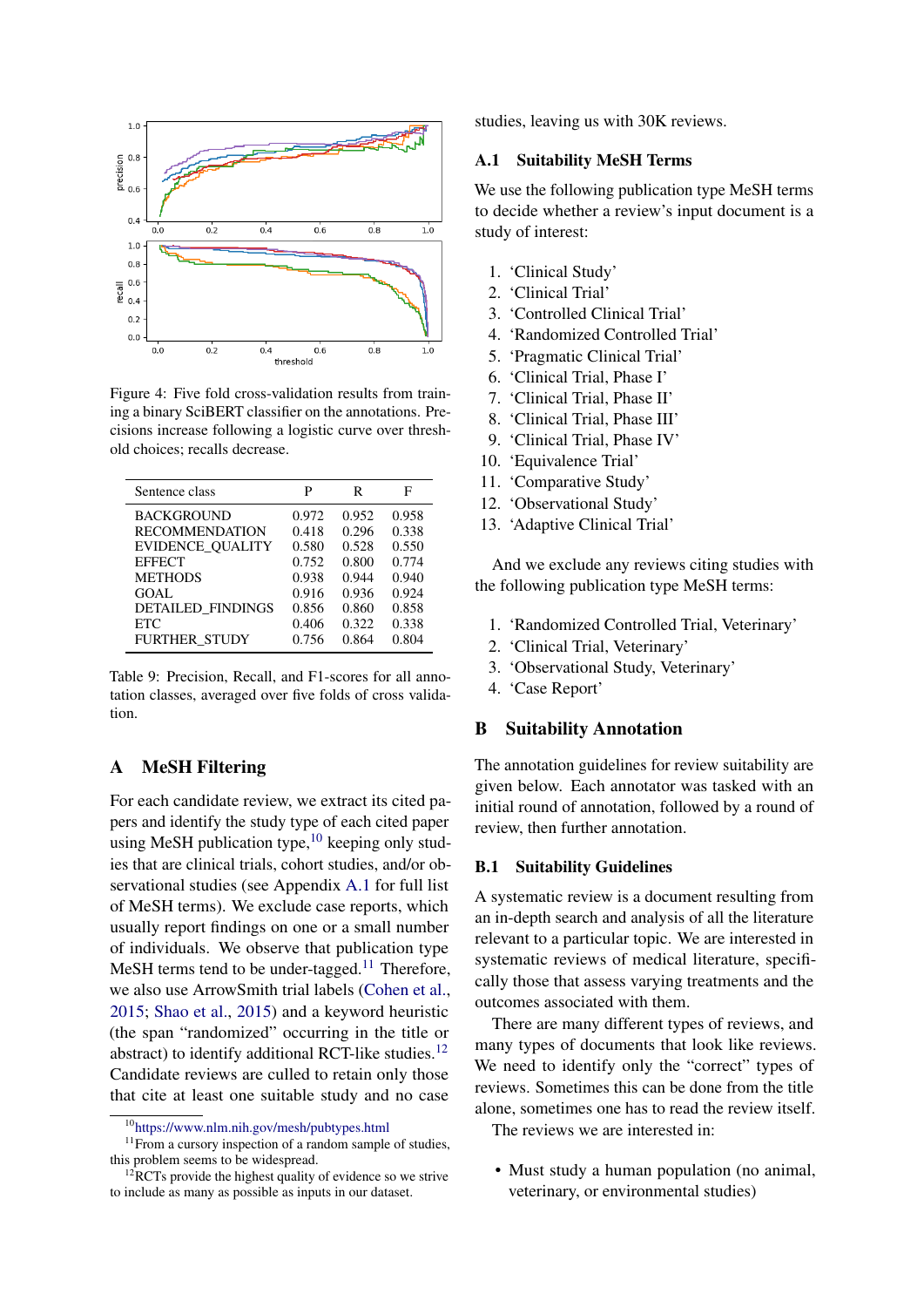precision

1.0
0.8
0.6
0.4

0.0 0.2 0.4 0.6 0.8 1.0

recall

1.0
0.8
0.6
0.4
0.2
0.0

0.0 0.2 0.4 0.6 0.8 1.0

threshold

Figure 4: Five fold cross-validation results from training a binary SciBERT classifier on the annotations. Precisions increase following a logistic curve over threshold choices; recalls decrease.

| Sentence class | P | R | F |
|---|---|---|---|
| BACKGROUND | 0.972 | 0.952 | 0.958 |
| RECOMMENDATION | 0.418 | 0.296 | 0.338 |
| EVIDENCE_QUALITY | 0.580 | 0.528 | 0.550 |
| EFFECT | 0.752 | 0.800 | 0.774 |
| METHODS | 0.938 | 0.944 | 0.940 |
| GOAL | 0.916 | 0.936 | 0.924 |
| DETAILED_FINDINGS | 0.856 | 0.860 | 0.858 |
| ETC | 0.406 | 0.322 | 0.338 |
| FURTHER_STUDY | 0.756 | 0.864 | 0.804 |

Table 9: Precision, Recall, and F1-scores for all annotation classes, averaged over five folds of cross validation.

## A MeSH Filtering

For each candidate review, we extract its cited papers and identify the study type of each cited paper using MeSH publication type,[10] keeping only studies that are clinical trials, cohort studies, and/or observational studies (see Appendix A.1 for full list of MeSH terms). We exclude case reports, which usually report findings on one or a small number of individuals. We observe that publication type MeSH terms tend to be under-tagged.[11] Therefore, we also use ArrowSmith trial labels (Cohen et al., 2015; Shao et al., 2015) and a keyword heuristic (the span "randomized" occurring in the title or abstract) to identify additional RCT-like studies.[12] Candidate reviews are culled to retain only those that cite at least one suitable study and no case studies, leaving us with 30K reviews.

[10] https://www.nlm.nih.gov/mesh/pubtypes.html

[11] From a cursory inspection of a random sample of studies, this problem seems to be widespread.

[12] RCTs provide the highest quality of evidence so we strive to include as many as possible as inputs in our dataset.

### A.1 Suitability MeSH Terms

We use the following publication type MeSH terms to decide whether a review's input document is a study of interest:

1. 'Clinical Study'
2. 'Clinical Trial'
3. 'Controlled Clinical Trial'
4. 'Randomized Controlled Trial'
5. 'Pragmatic Clinical Trial'
6. 'Clinical Trial, Phase I'
7. 'Clinical Trial, Phase II'
8. 'Clinical Trial, Phase III'
9. 'Clinical Trial, Phase IV'
10. 'Equivalence Trial'
11. 'Comparative Study'
12. 'Observational Study'
13. 'Adaptive Clinical Trial'

And we exclude any reviews citing studies with the following publication type MeSH terms:

1. 'Randomized Controlled Trial, Veterinary'
2. 'Clinical Trial, Veterinary'
3. 'Observational Study, Veterinary'
4. 'Case Report'

## B Suitability Annotation

The annotation guidelines for review suitability are given below. Each annotator was tasked with an initial round of annotation, followed by a round of review, then further annotation.

### B.1 Suitability Guidelines

A systematic review is a document resulting from an in-depth search and analysis of all the literature relevant to a particular topic. We are interested in systematic reviews of medical literature, specifically those that assess varying treatments and the outcomes associated with them.

There are many different types of reviews, and many types of documents that look like reviews. We need to identify only the "correct" types of reviews. Sometimes this can be done from the title alone, sometimes one has to read the review itself.

The reviews we are interested in:

- Must study a human population (no animal, veterinary, or environmental studies)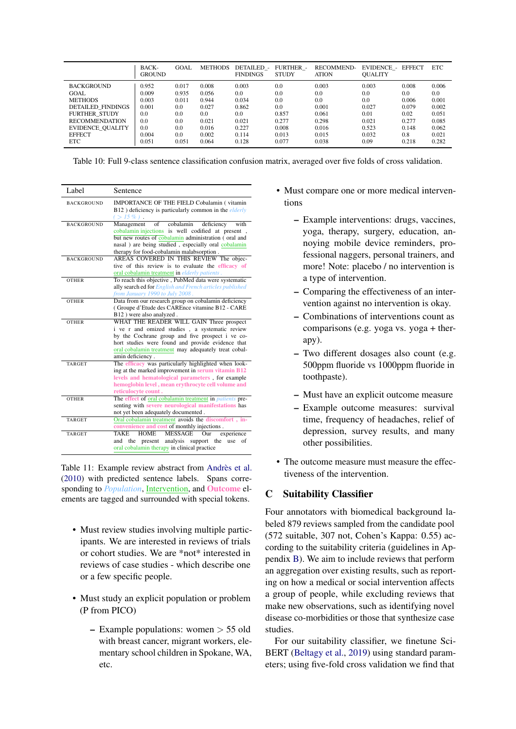| | BACK-GROUND | GOAL | METHODS | DETAILED_-FINDINGS | FURTHER_-STUDY | RECOMMEND-ATION | EVIDENCE_-QUALITY | EFFECT | ETC |
|---|---|---|---|---|---|---|---|---|---|
| BACKGROUND | 0.952 | 0.017 | 0.008 | 0.003 | 0.0 | 0.003 | 0.003 | 0.008 | 0.006 |
| GOAL | 0.009 | 0.935 | 0.056 | 0.0 | 0.0 | 0.0 | 0.0 | 0.0 | 0.0 |
| METHODS | 0.003 | 0.011 | 0.944 | 0.034 | 0.0 | 0.0 | 0.0 | 0.006 | 0.001 |
| DETAILED_FINDINGS | 0.001 | 0.0 | 0.027 | 0.862 | 0.0 | 0.001 | 0.027 | 0.079 | 0.002 |
| FURTHER_STUDY | 0.0 | 0.0 | 0.0 | 0.0 | 0.857 | 0.061 | 0.01 | 0.02 | 0.051 |
| RECOMMENDATION | 0.0 | 0.0 | 0.021 | 0.021 | 0.277 | 0.298 | 0.021 | 0.277 | 0.085 |
| EVIDENCE_QUALITY | 0.0 | 0.0 | 0.016 | 0.227 | 0.008 | 0.016 | 0.523 | 0.148 | 0.062 |
| EFFECT | 0.004 | 0.0 | 0.002 | 0.114 | 0.013 | 0.015 | 0.032 | 0.8 | 0.021 |
| ETC | 0.051 | 0.051 | 0.064 | 0.128 | 0.077 | 0.038 | 0.09 | 0.218 | 0.282 |

Table 10: Full 9-class sentence classification confusion matrix, averaged over five folds of cross validation.

| Label | Sentence |
|---|---|
| BACKGROUND | IMPORTANCE OF THE FIELD Cobalamin ( vitamin B12 ) deficiency is particularly common in the *elderly ( > 15 % )* . |
| BACKGROUND | Management of cobalamin deficiency with cobalamin injections is well codified at present , but new routes of cobalamin administration ( oral and nasal ) are being studied , especially oral cobalamin therapy for food-cobalamin malabsorption . |
| BACKGROUND | AREAS COVERED IN THIS REVIEW The objective of this review is to evaluate the **efficacy** of oral cobalamin treatment in *elderly patients* . |
| OTHER | To reach this objective , PubMed data were systematic ally search ed for *English and French articles published from January 1990 to July 2008* . |
| OTHER | Data from our research group on cobalamin deficiency ( Groupe d'Etude des CAREnce vitamine B12 - CARE B12 ) were also analyzed . |
| OTHER | WHAT THE READER WILL GAIN Three prospect i ve r and omized studies , a systematic review by the Cochrane group and five prospect i ve cohort studies were found and provide evidence that oral cobalamin treatment may adequately treat cobalamin deficiency . |
| TARGET | The **efficacy** was particularly highlighted when looking at the marked improvement in **serum vitamin B12 levels and hematological parameters** , for example **hemoglobin level , mean erythrocyte cell volume and reticulocyte count** . |
| OTHER | The **effect** of oral cobalamin treatment in *patients* presenting with **severe neurological manifestations** has not yet been adequately documented . |
| TARGET | Oral cobalamin treatment avoids the **discomfort , inconvenience and cost** of monthly injections . |
| TARGET | TAKE HOME MESSAGE Our experience and the present analysis support the use of oral cobalamin therapy in clinical practice |

Table 11: Example review abstract from Andrès et al. (2010) with predicted sentence labels. Spans corresponding to *Population*, Intervention, and **Outcome** elements are tagged and surrounded with special tokens.

- Must review studies involving multiple participants. We are interested in reviews of trials or cohort studies. We are *not* interested in reviews of case studies - which describe one or a few specific people.
- Must study an explicit population or problem (P from PICO)
  - Example populations: women > 55 old with breast cancer, migrant workers, elementary school children in Spokane, WA, etc.
- Must compare one or more medical interventions
  - Example interventions: drugs, vaccines, yoga, therapy, surgery, education, annoying mobile device reminders, professional naggers, personal trainers, and more! Note: placebo / no intervention is a type of intervention.
  - Comparing the effectiveness of an intervention against no intervention is okay.
  - Combinations of interventions count as comparisons (e.g. yoga vs. yoga + therapy).
  - Two different dosages also count (e.g. 500ppm fluoride vs 1000ppm fluoride in toothpaste).
  - Must have an explicit outcome measure
  - Example outcome measures: survival time, frequency of headaches, relief of depression, survey results, and many other possibilities.
- The outcome measure must measure the effectiveness of the intervention.

## C Suitability Classifier

Four annotators with biomedical background labeled 879 reviews sampled from the candidate pool (572 suitable, 307 not, Cohen's Kappa: 0.55) according to the suitability criteria (guidelines in Appendix B). We aim to include reviews that perform an aggregation over existing results, such as reporting on how a medical or social intervention affects a group of people, while excluding reviews that make new observations, such as identifying novel disease co-morbidities or those that synthesize case studies.

For our suitability classifier, we finetune SciBERT (Beltagy et al., 2019) using standard parameters; using five-fold cross validation we find that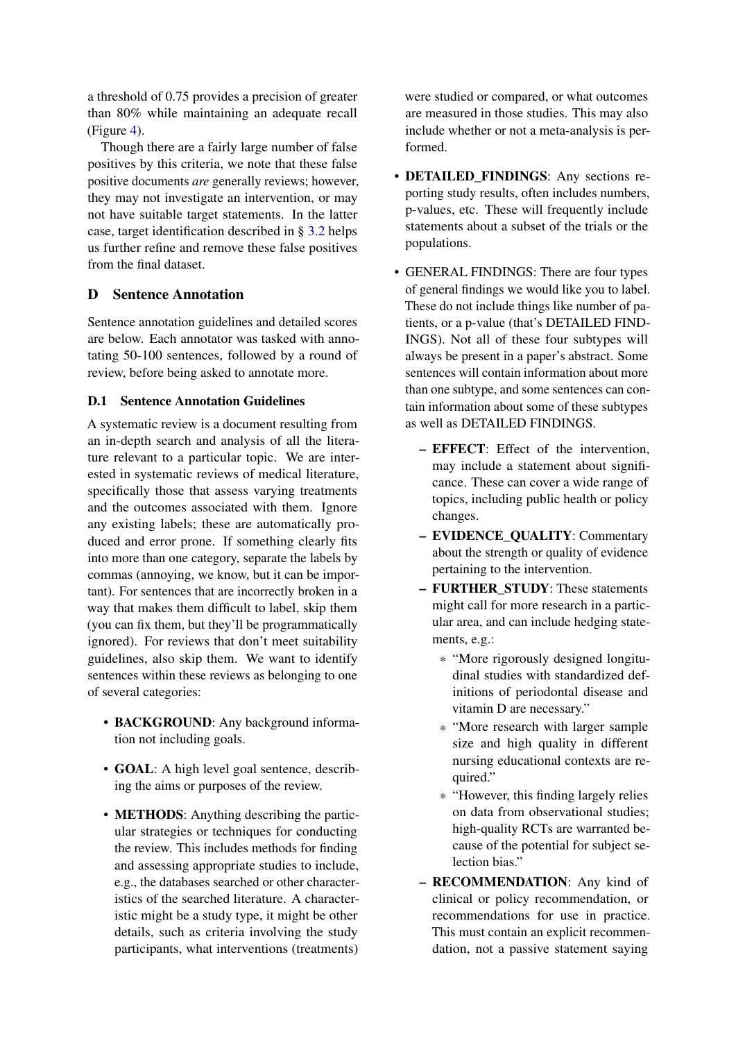a threshold of 0.75 provides a precision of greater than 80% while maintaining an adequate recall (Figure 4).

Though there are a fairly large number of false positives by this criteria, we note that these false positive documents *are* generally reviews; however, they may not investigate an intervention, or may not have suitable target statements. In the latter case, target identification described in § 3.2 helps us further refine and remove these false positives from the final dataset.

## D Sentence Annotation

Sentence annotation guidelines and detailed scores are below. Each annotator was tasked with annotating 50-100 sentences, followed by a round of review, before being asked to annotate more.

### D.1 Sentence Annotation Guidelines

A systematic review is a document resulting from an in-depth search and analysis of all the literature relevant to a particular topic. We are interested in systematic reviews of medical literature, specifically those that assess varying treatments and the outcomes associated with them. Ignore any existing labels; these are automatically produced and error prone. If something clearly fits into more than one category, separate the labels by commas (annoying, we know, but it can be important). For sentences that are incorrectly broken in a way that makes them difficult to label, skip them (you can fix them, but they'll be programmatically ignored). For reviews that don't meet suitability guidelines, also skip them. We want to identify sentences within these reviews as belonging to one of several categories:

- **BACKGROUND**: Any background information not including goals.
- **GOAL**: A high level goal sentence, describing the aims or purposes of the review.
- **METHODS**: Anything describing the particular strategies or techniques for conducting the review. This includes methods for finding and assessing appropriate studies to include, e.g., the databases searched or other characteristics of the searched literature. A characteristic might be a study type, it might be other details, such as criteria involving the study participants, what interventions (treatments) were studied or compared, or what outcomes are measured in those studies. This may also include whether or not a meta-analysis is performed.
- **DETAILED_FINDINGS**: Any sections reporting study results, often includes numbers, p-values, etc. These will frequently include statements about a subset of the trials or the populations.
- GENERAL FINDINGS: There are four types of general findings we would like you to label. These do not include things like number of patients, or a p-value (that's DETAILED FINDINGS). Not all of these four subtypes will always be present in a paper's abstract. Some sentences will contain information about more than one subtype, and some sentences can contain information about some of these subtypes as well as DETAILED FINDINGS.
  - **EFFECT**: Effect of the intervention, may include a statement about significance. These can cover a wide range of topics, including public health or policy changes.
  - **EVIDENCE_QUALITY**: Commentary about the strength or quality of evidence pertaining to the intervention.
  - **FURTHER_STUDY**: These statements might call for more research in a particular area, and can include hedging statements, e.g.:
    - "More rigorously designed longitudinal studies with standardized definitions of periodontal disease and vitamin D are necessary."
    - "More research with larger sample size and high quality in different nursing educational contexts are required."
    - "However, this finding largely relies on data from observational studies; high-quality RCTs are warranted because of the potential for subject selection bias."
  - **RECOMMENDATION**: Any kind of clinical or policy recommendation, or recommendations for use in practice. This must contain an explicit recommendation, not a passive statement saying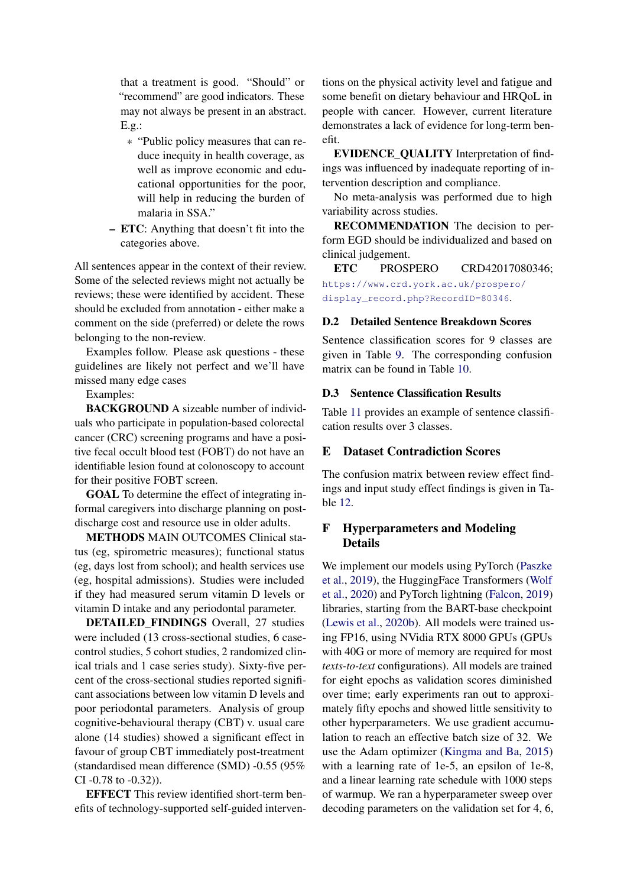that a treatment is good. "Should" or "recommend" are good indicators. These may not always be present in an abstract. E.g.:

  * "Public policy measures that can reduce inequity in health coverage, as well as improve economic and educational opportunities for the poor, will help in reducing the burden of malaria in SSA."

- **ETC**: Anything that doesn't fit into the categories above.

All sentences appear in the context of their review. Some of the selected reviews might not actually be reviews; these were identified by accident. These should be excluded from annotation - either make a comment on the side (preferred) or delete the rows belonging to the non-review.

Examples follow. Please ask questions - these guidelines are likely not perfect and we'll have missed many edge cases

Examples:

**BACKGROUND** A sizeable number of individuals who participate in population-based colorectal cancer (CRC) screening programs and have a positive fecal occult blood test (FOBT) do not have an identifiable lesion found at colonoscopy to account for their positive FOBT screen.

**GOAL** To determine the effect of integrating informal caregivers into discharge planning on postdischarge cost and resource use in older adults.

**METHODS** MAIN OUTCOMES Clinical status (eg, spirometric measures); functional status (eg, days lost from school); and health services use (eg, hospital admissions). Studies were included if they had measured serum vitamin D levels or vitamin D intake and any periodontal parameter.

**DETAILED_FINDINGS** Overall, 27 studies were included (13 cross-sectional studies, 6 case-control studies, 5 cohort studies, 2 randomized clinical trials and 1 case series study). Sixty-five percent of the cross-sectional studies reported significant associations between low vitamin D levels and poor periodontal parameters. Analysis of group cognitive-behavioural therapy (CBT) v. usual care alone (14 studies) showed a significant effect in favour of group CBT immediately post-treatment (standardised mean difference (SMD) -0.55 (95% CI -0.78 to -0.32)).

**EFFECT** This review identified short-term benefits of technology-supported self-guided interventions on the physical activity level and fatigue and some benefit on dietary behaviour and HRQoL in people with cancer. However, current literature demonstrates a lack of evidence for long-term benefit.

**EVIDENCE_QUALITY** Interpretation of findings was influenced by inadequate reporting of intervention description and compliance.

No meta-analysis was performed due to high variability across studies.

**RECOMMENDATION** The decision to perform EGD should be individualized and based on clinical judgement.

**ETC** PROSPERO CRD42017080346; https://www.crd.york.ac.uk/prospero/display_record.php?RecordID=80346.

### D.2 Detailed Sentence Breakdown Scores

Sentence classification scores for 9 classes are given in Table 9. The corresponding confusion matrix can be found in Table 10.

### D.3 Sentence Classification Results

Table 11 provides an example of sentence classification results over 3 classes.

## E Dataset Contradiction Scores

The confusion matrix between review effect findings and input study effect findings is given in Table 12.

## F Hyperparameters and Modeling Details

We implement our models using PyTorch (Paszke et al., 2019), the HuggingFace Transformers (Wolf et al., 2020) and PyTorch lightning (Falcon, 2019) libraries, starting from the BART-base checkpoint (Lewis et al., 2020b). All models were trained using FP16, using NVidia RTX 8000 GPUs (GPUs with 40G or more of memory are required for most *texts-to-text* configurations). All models are trained for eight epochs as validation scores diminished over time; early experiments ran out to approximately fifty epochs and showed little sensitivity to other hyperparameters. We use gradient accumulation to reach an effective batch size of 32. We use the Adam optimizer (Kingma and Ba, 2015) with a learning rate of 1e-5, an epsilon of 1e-8, and a linear learning rate schedule with 1000 steps of warmup. We ran a hyperparameter sweep over decoding parameters on the validation set for 4, 6,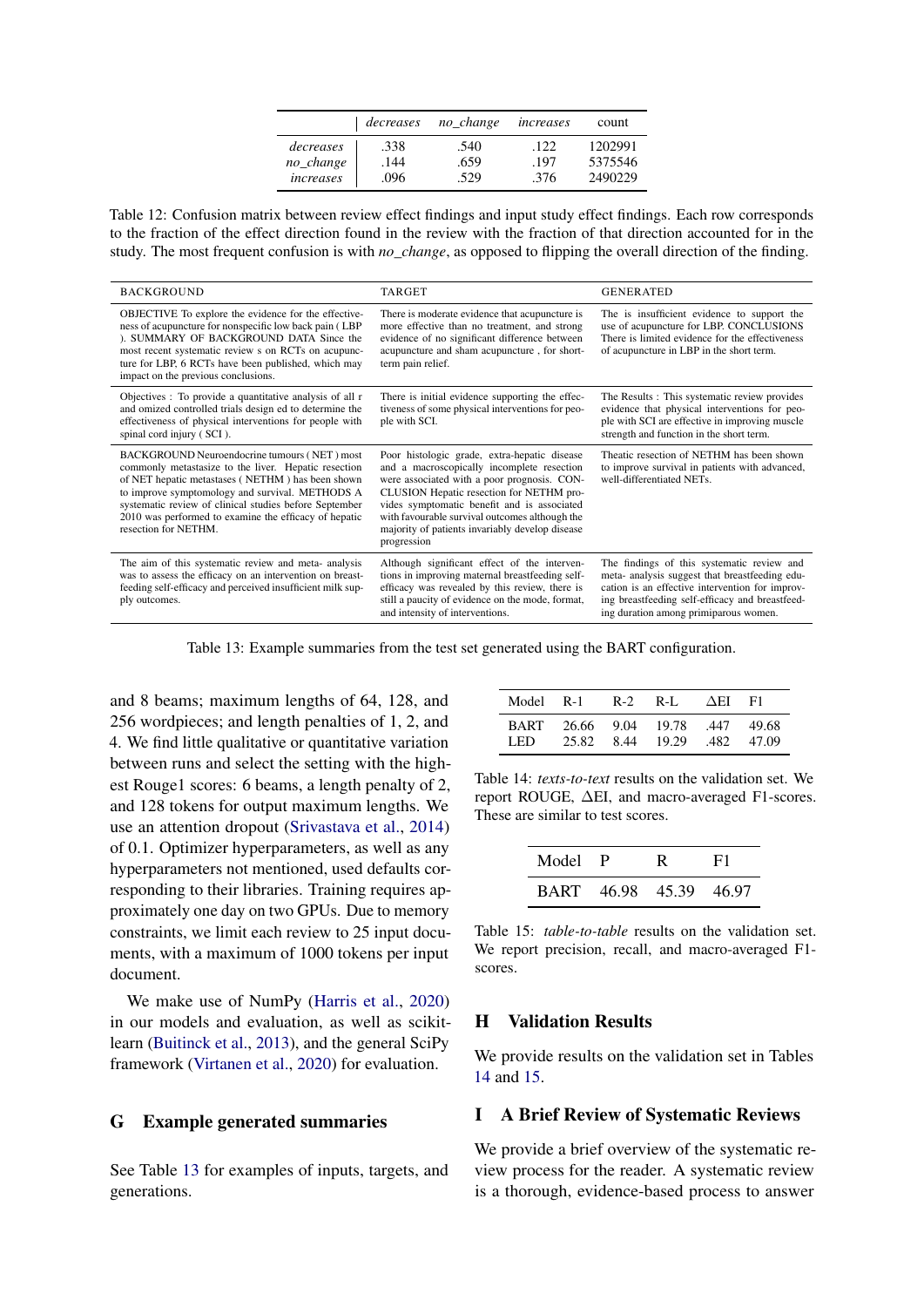| | *decreases* | *no_change* | *increases* | count |
|---|---|---|---|---|
| *decreases* | .338 | .540 | .122 | 1202991 |
| *no_change* | .144 | .659 | .197 | 5375546 |
| *increases* | .096 | .529 | .376 | 2490229 |

Table 12: Confusion matrix between review effect findings and input study effect findings. Each row corresponds to the fraction of the effect direction found in the review with the fraction of that direction accounted for in the study. The most frequent confusion is with *no_change*, as opposed to flipping the overall direction of the finding.

| BACKGROUND | TARGET | GENERATED |
|---|---|---|
| OBJECTIVE To explore the evidence for the effectiveness of acupuncture for nonspecific low back pain ( LBP ). SUMMARY OF BACKGROUND DATA Since the most recent systematic review s on RCTs on acupuncture for LBP, 6 RCTs have been published, which may impact on the previous conclusions. | There is moderate evidence that acupuncture is more effective than no treatment, and strong evidence of no significant difference between acupuncture and sham acupuncture , for short-term pain relief. | The is insufficient evidence to support the use of acupuncture for LBP. CONCLUSIONS There is limited evidence for the effectiveness of acupuncture in LBP in the short term. |
| Objectives : To provide a quantitative analysis of all r and omized controlled trials design ed to determine the effectiveness of physical interventions for people with spinal cord injury ( SCI ). | There is initial evidence supporting the effectiveness of some physical interventions for people with SCI. | The Results : This systematic review provides evidence that physical interventions for people with SCI are effective in improving muscle strength and function in the short term. |
| BACKGROUND Neuroendocrine tumours ( NET ) most commonly metastasize to the liver. Hepatic resection of NET hepatic metastases ( NETHM ) has been shown to improve symptomology and survival. METHODS A systematic review of clinical studies before September 2010 was performed to examine the efficacy of hepatic resection for NETHM. | Poor histologic grade, extra-hepatic disease and a macroscopically incomplete resection were associated with a poor prognosis. CONCLUSION Hepatic resection for NETHM provides symptomatic benefit and is associated with favourable survival outcomes although the majority of patients invariably develop disease progression | Theatic resection of NETHM has been shown to improve survival in patients with advanced, well-differentiated NETs. |
| The aim of this systematic review and meta- analysis was to assess the efficacy on an intervention on breastfeeding self-efficacy and perceived insufficient milk supply outcomes. | Although significant effect of the interventions in improving maternal breastfeeding self-efficacy was revealed by this review, there is still a paucity of evidence on the mode, format, and intensity of interventions. | The findings of this systematic review and meta- analysis suggest that breastfeeding education is an effective intervention for improving breastfeeding self-efficacy and breastfeeding duration among primiparous women. |

Table 13: Example summaries from the test set generated using the BART configuration.

and 8 beams; maximum lengths of 64, 128, and 256 wordpieces; and length penalties of 1, 2, and 4. We find little qualitative or quantitative variation between runs and select the setting with the highest Rouge1 scores: 6 beams, a length penalty of 2, and 128 tokens for output maximum lengths. We use an attention dropout (Srivastava et al., 2014) of 0.1. Optimizer hyperparameters, as well as any hyperparameters not mentioned, used defaults corresponding to their libraries. Training requires approximately one day on two GPUs. Due to memory constraints, we limit each review to 25 input documents, with a maximum of 1000 tokens per input document.

We make use of NumPy (Harris et al., 2020) in our models and evaluation, as well as scikit-learn (Buitinck et al., 2013), and the general SciPy framework (Virtanen et al., 2020) for evaluation.

## G Example generated summaries

See Table 13 for examples of inputs, targets, and generations.

| Model | R-1 | R-2 | R-L | $\Delta$EI | F1 |
|---|---|---|---|---|---|
| BART | 26.66 | 9.04 | 19.78 | .447 | 49.68 |
| LED | 25.82 | 8.44 | 19.29 | .482 | 47.09 |

Table 14: *texts-to-text* results on the validation set. We report ROUGE, $\Delta$EI, and macro-averaged F1-scores. These are similar to test scores.

| Model | P | R | F1 |
|---|---|---|---|
| BART | 46.98 | 45.39 | 46.97 |

Table 15: *table-to-table* results on the validation set. We report precision, recall, and macro-averaged F1-scores.

## H Validation Results

We provide results on the validation set in Tables 14 and 15.

## I A Brief Review of Systematic Reviews

We provide a brief overview of the systematic review process for the reader. A systematic review is a thorough, evidence-based process to answer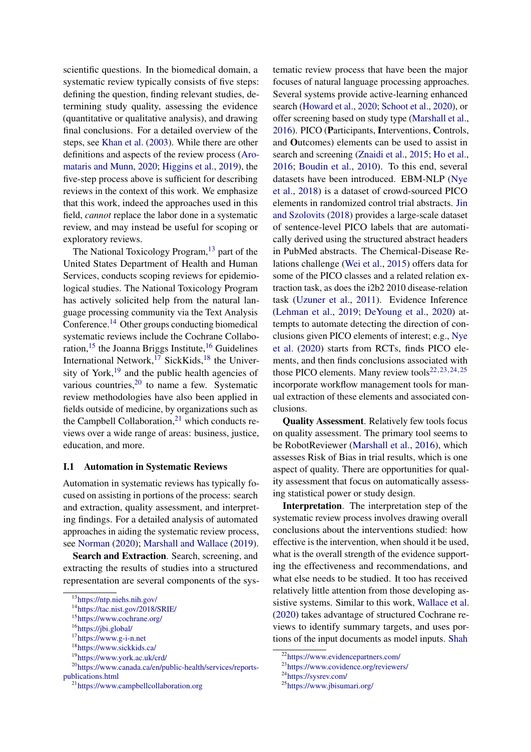scientific questions. In the biomedical domain, a systematic review typically consists of five steps: defining the question, finding relevant studies, determining study quality, assessing the evidence (quantitative or qualitative analysis), and drawing final conclusions. For a detailed overview of the steps, see Khan et al. (2003). While there are other definitions and aspects of the review process (Aromataris and Munn, 2020; Higgins et al., 2019), the five-step process above is sufficient for describing reviews in the context of this work. We emphasize that this work, indeed the approaches used in this field, *cannot* replace the labor done in a systematic review, and may instead be useful for scoping or exploratory reviews.

The National Toxicology Program,[13] part of the United States Department of Health and Human Services, conducts scoping reviews for epidemiological studies. The National Toxicology Program has actively solicited help from the natural language processing community via the Text Analysis Conference.[14] Other groups conducting biomedical systematic reviews include the Cochrane Collaboration,[15] the Joanna Briggs Institute,[16] Guidelines International Network,[17] SickKids,[18] the University of York,[19] and the public health agencies of various countries,[20] to name a few. Systematic review methodologies have also been applied in fields outside of medicine, by organizations such as the Campbell Collaboration,[21] which conducts reviews over a wide range of areas: business, justice, education, and more.

### I.1 Automation in Systematic Reviews

Automation in systematic reviews has typically focused on assisting in portions of the process: search and extraction, quality assessment, and interpreting findings. For a detailed analysis of automated approaches in aiding the systematic review process, see Norman (2020); Marshall and Wallace (2019).

**Search and Extraction**. Search, screening, and extracting the results of studies into a structured representation are several components of the systematic review process that have been the major focuses of natural language processing approaches. Several systems provide active-learning enhanced search (Howard et al., 2020; Schoot et al., 2020), or offer screening based on study type (Marshall et al., 2016). PICO (**P**articipants, **I**nterventions, **C**ontrols, and **O**utcomes) elements can be used to assist in search and screening (Znaidi et al., 2015; Ho et al., 2016; Boudin et al., 2010). To this end, several datasets have been introduced. EBM-NLP (Nye et al., 2018) is a dataset of crowd-sourced PICO elements in randomized control trial abstracts. Jin and Szolovits (2018) provides a large-scale dataset of sentence-level PICO labels that are automatically derived using the structured abstract headers in PubMed abstracts. The Chemical-Disease Relations challenge (Wei et al., 2015) offers data for some of the PICO classes and a related relation extraction task, as does the i2b2 2010 disease-relation task (Uzuner et al., 2011). Evidence Inference (Lehman et al., 2019; DeYoung et al., 2020) attempts to automate detecting the direction of conclusions given PICO elements of interest; e.g., Nye et al. (2020) starts from RCTs, finds PICO elements, and then finds conclusions associated with those PICO elements. Many review tools[22,23,24,25] incorporate workflow management tools for manual extraction of these elements and associated conclusions.

**Quality Assessment**. Relatively few tools focus on quality assessment. The primary tool seems to be RobotReviewer (Marshall et al., 2016), which assesses Risk of Bias in trial results, which is one aspect of quality. There are opportunities for quality assessment that focus on automatically assessing statistical power or study design.

**Interpretation**. The interpretation step of the systematic review process involves drawing overall conclusions about the interventions studied: how effective is the intervention, when should it be used, what is the overall strength of the evidence supporting the effectiveness and recommendations, and what else needs to be studied. It too has received relatively little attention from those developing assistive systems. Similar to this work, Wallace et al. (2020) takes advantage of structured Cochrane reviews to identify summary targets, and uses portions of the input documents as model inputs. Shah

[13] https://ntp.niehs.nih.gov/
[14] https://tac.nist.gov/2018/SRIE/
[15] https://www.cochrane.org/
[16] https://jbi.global/
[17] https://www.g-i-n.net
[18] https://www.sickkids.ca/
[19] https://www.york.ac.uk/crd/
[20] https://www.canada.ca/en/public-health/services/reports-publications.html
[21] https://www.campbellcollaboration.org
[22] https://www.evidencepartners.com/
[23] https://www.covidence.org/reviewers/
[24] https://sysrev.com/
[25] https://www.jbisumari.org/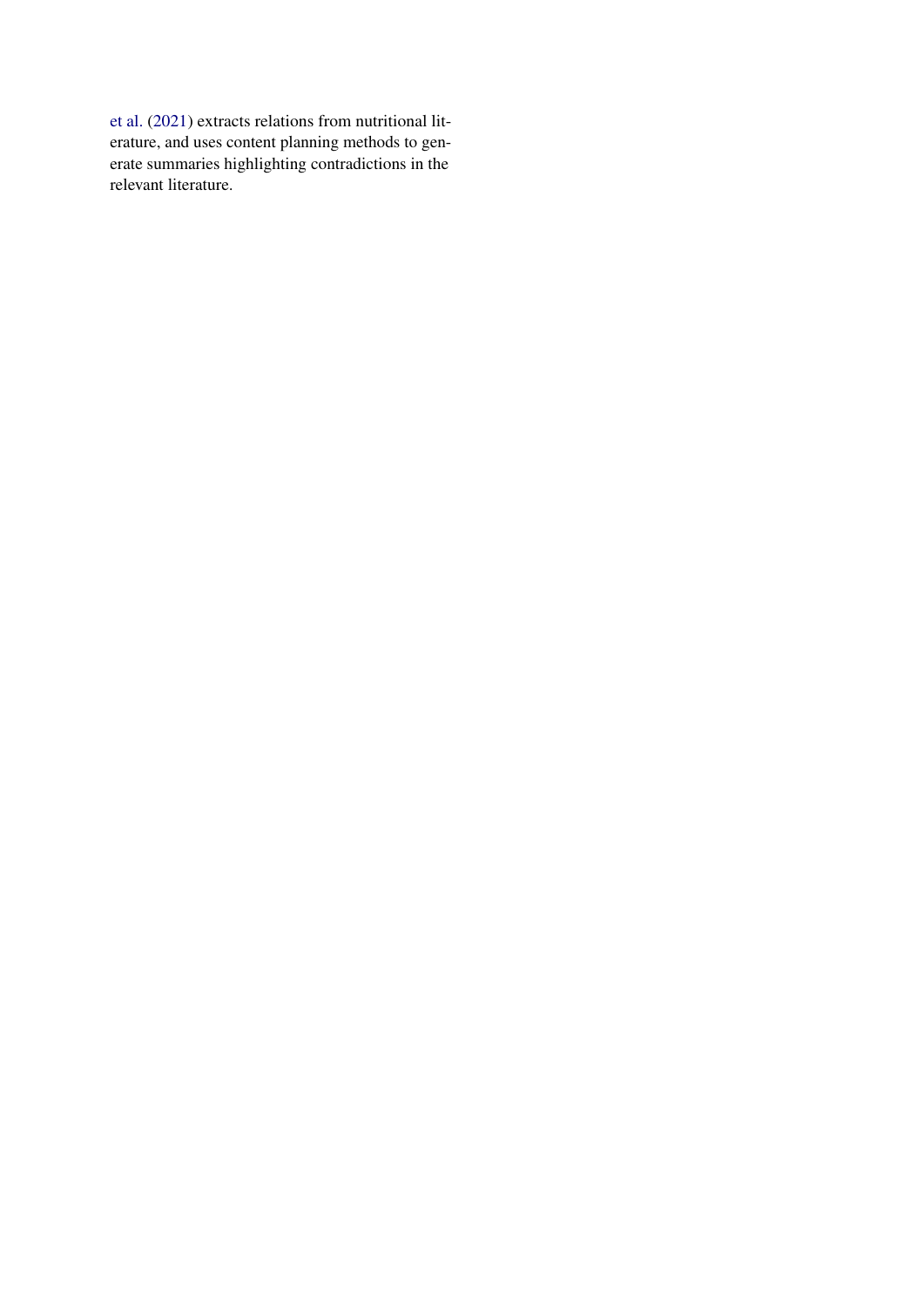et al. (2021) extracts relations from nutritional literature, and uses content planning methods to generate summaries highlighting contradictions in the relevant literature.